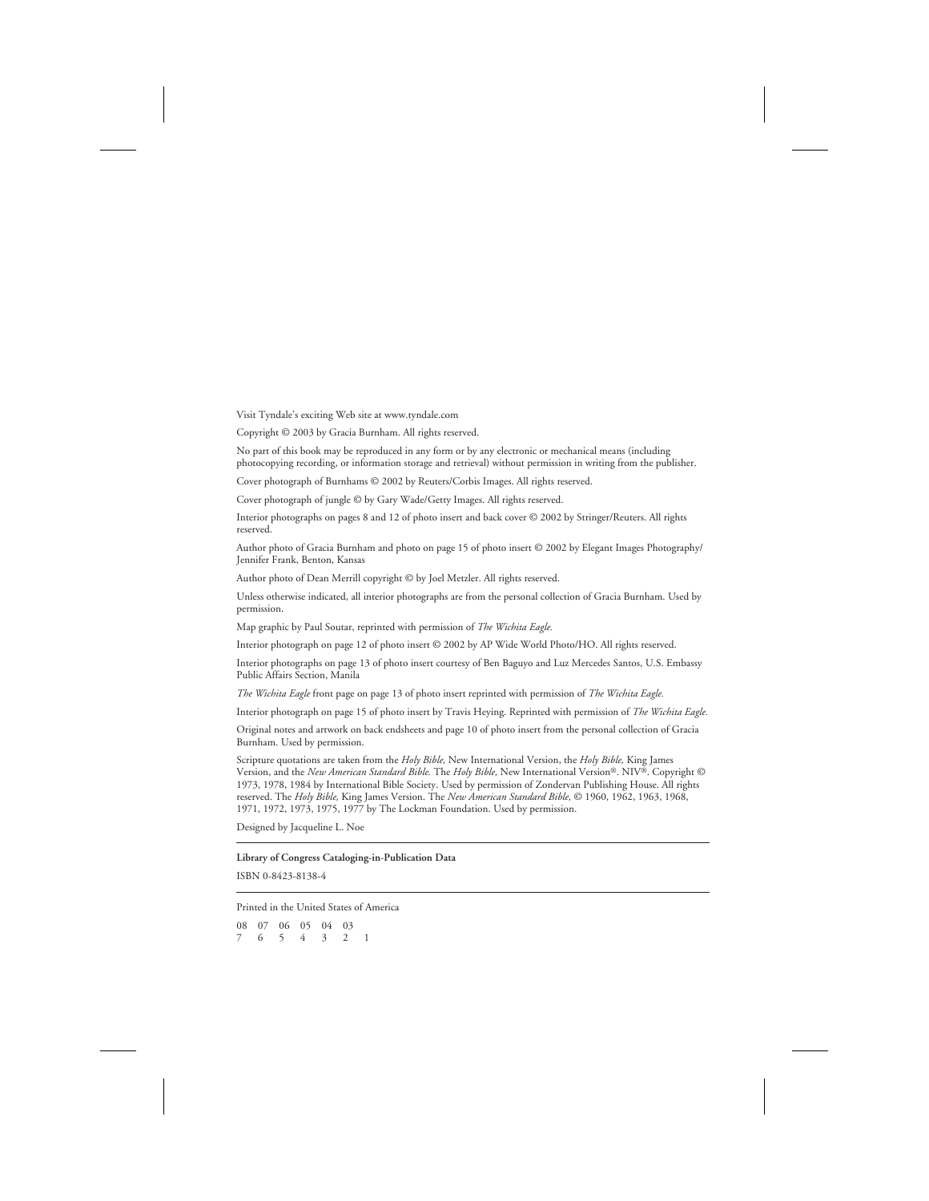Visit Tyndale's exciting Web site at www.tyndale.com

Copyright © 2003 by Gracia Burnham. All rights reserved.

No part of this book may be reproduced in any form or by any electronic or mechanical means (including photocopying recording, or information storage and retrieval) without permission in writing from the publisher.

Cover photograph of Burnhams © 2002 by Reuters/Corbis Images. All rights reserved.

Cover photograph of jungle © by Gary Wade/Getty Images. All rights reserved.

Interior photographs on pages 8 and 12 of photo insert and back cover © 2002 by Stringer/Reuters. All rights reserved.

Author photo of Gracia Burnham and photo on page 15 of photo insert © 2002 by Elegant Images Photography/ Jennifer Frank, Benton, Kansas

Author photo of Dean Merrill copyright © by Joel Metzler. All rights reserved.

Unless otherwise indicated, all interior photographs are from the personal collection of Gracia Burnham. Used by permission.

Map graphic by Paul Soutar, reprinted with permission of *The Wichita Eagle.*

Interior photograph on page 12 of photo insert © 2002 by AP Wide World Photo/HO. All rights reserved.

Interior photographs on page 13 of photo insert courtesy of Ben Baguyo and Luz Mercedes Santos, U.S. Embassy Public Affairs Section, Manila

*The Wichita Eagle* front page on page 13 of photo insert reprinted with permission of *The Wichita Eagle.*

Interior photograph on page 15 of photo insert by Travis Heying. Reprinted with permission of *The Wichita Eagle.*

Original notes and artwork on back endsheets and page 10 of photo insert from the personal collection of Gracia Burnham. Used by permission.

Scripture quotations are taken from the *Holy Bible,* New International Version, the *Holy Bible,* King James Version, and the *New American Standard Bible.* The *Holy Bible,* New International Version®. NIV®. Copyright © 1973, 1978, 1984 by International Bible Society. Used by permission of Zondervan Publishing House. All rights reserved. The *Holy Bible,* King James Version. The *New American Standard Bible,* © 1960, 1962, 1963, 1968, 1971, 1972, 1973, 1975, 1977 by The Lockman Foundation. Used by permission.

Designed by Jacqueline L. Noe

---

**Library of Congress Cataloging-in-Publication Data**

ISBN 0-8423-8138-4

---

Printed in the United States of America

08 07 06 05 04 03
7 6 5 4 3 2 1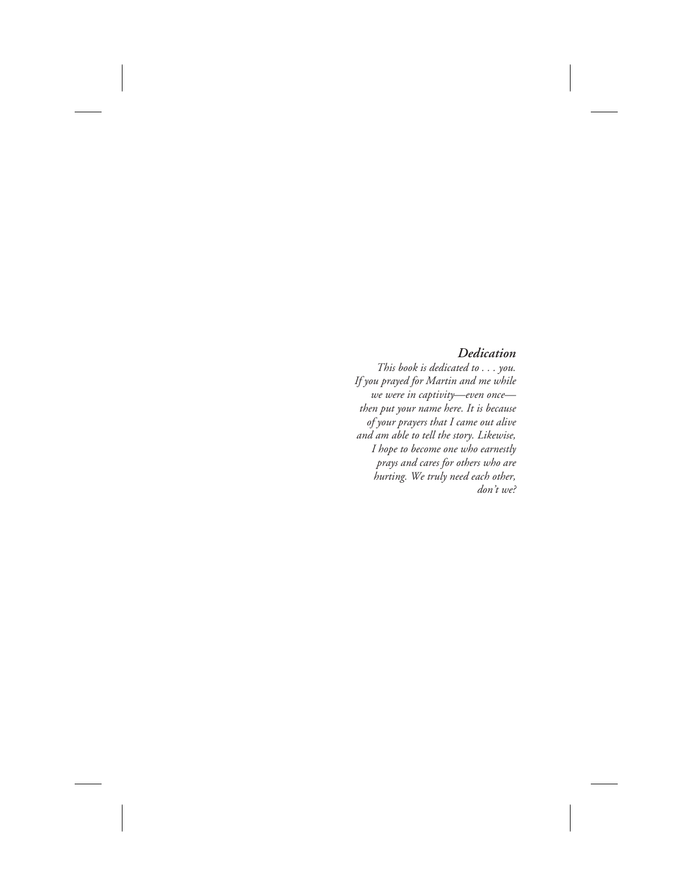### *Dedication*

*This book is dedicated to . . . you. If you prayed for Martin and me while we were in captivity—even once—then put your name here. It is because of your prayers that I came out alive and am able to tell the story. Likewise, I hope to become one who earnestly prays and cares for others who are hurting. We truly need each other, don't we?*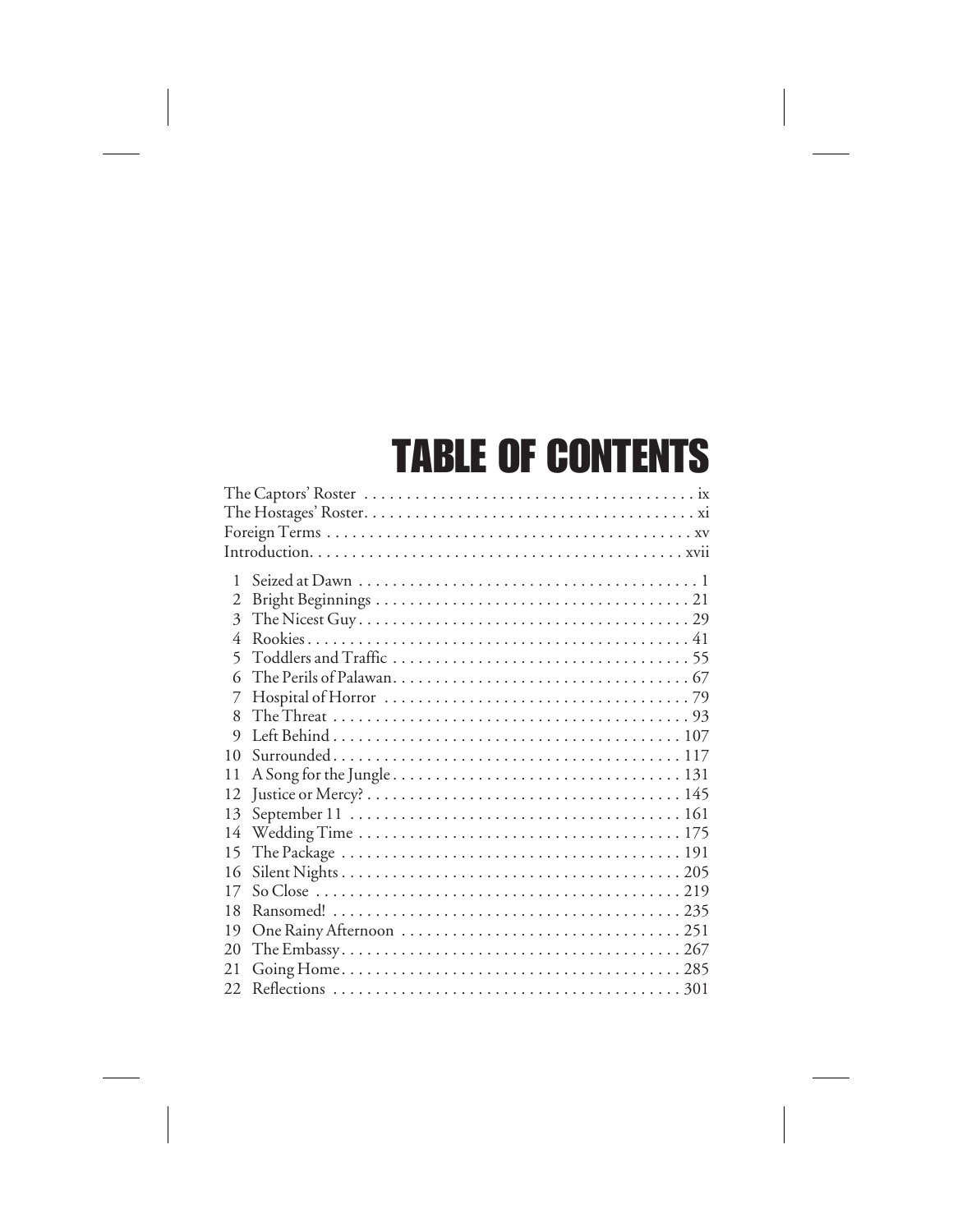# TABLE OF CONTENTS

The Captors' Roster . . . . . . . . . . . . . . . . . . . . . . . . . . . . . . . . . . . . . . . ix
The Hostages' Roster. . . . . . . . . . . . . . . . . . . . . . . . . . . . . . . . . . . . . . . xi
Foreign Terms . . . . . . . . . . . . . . . . . . . . . . . . . . . . . . . . . . . . . . . . . . . xv
Introduction. . . . . . . . . . . . . . . . . . . . . . . . . . . . . . . . . . . . . . . . . . . . xvii

1 Seized at Dawn . . . . . . . . . . . . . . . . . . . . . . . . . . . . . . . . . . . . . . . 1
2 Bright Beginnings . . . . . . . . . . . . . . . . . . . . . . . . . . . . . . . . . . . . . 21
3 The Nicest Guy . . . . . . . . . . . . . . . . . . . . . . . . . . . . . . . . . . . . . . . 29
4 Rookies . . . . . . . . . . . . . . . . . . . . . . . . . . . . . . . . . . . . . . . . . . . . 41
5 Toddlers and Traffic . . . . . . . . . . . . . . . . . . . . . . . . . . . . . . . . . . . 55
6 The Perils of Palawan. . . . . . . . . . . . . . . . . . . . . . . . . . . . . . . . . . 67
7 Hospital of Horror . . . . . . . . . . . . . . . . . . . . . . . . . . . . . . . . . . . . 79
8 The Threat . . . . . . . . . . . . . . . . . . . . . . . . . . . . . . . . . . . . . . . . . . 93
9 Left Behind . . . . . . . . . . . . . . . . . . . . . . . . . . . . . . . . . . . . . . . . . 107
10 Surrounded . . . . . . . . . . . . . . . . . . . . . . . . . . . . . . . . . . . . . . . . . 117
11 A Song for the Jungle . . . . . . . . . . . . . . . . . . . . . . . . . . . . . . . . . 131
12 Justice or Mercy? . . . . . . . . . . . . . . . . . . . . . . . . . . . . . . . . . . . . . 145
13 September 11 . . . . . . . . . . . . . . . . . . . . . . . . . . . . . . . . . . . . . . . 161
14 Wedding Time . . . . . . . . . . . . . . . . . . . . . . . . . . . . . . . . . . . . . . 175
15 The Package . . . . . . . . . . . . . . . . . . . . . . . . . . . . . . . . . . . . . . . . 191
16 Silent Nights . . . . . . . . . . . . . . . . . . . . . . . . . . . . . . . . . . . . . . . . 205
17 So Close . . . . . . . . . . . . . . . . . . . . . . . . . . . . . . . . . . . . . . . . . . . 219
18 Ransomed! . . . . . . . . . . . . . . . . . . . . . . . . . . . . . . . . . . . . . . . . . 235
19 One Rainy Afternoon . . . . . . . . . . . . . . . . . . . . . . . . . . . . . . . . . 251
20 The Embassy . . . . . . . . . . . . . . . . . . . . . . . . . . . . . . . . . . . . . . . . 267
21 Going Home . . . . . . . . . . . . . . . . . . . . . . . . . . . . . . . . . . . . . . . . 285
22 Reflections . . . . . . . . . . . . . . . . . . . . . . . . . . . . . . . . . . . . . . . . . 301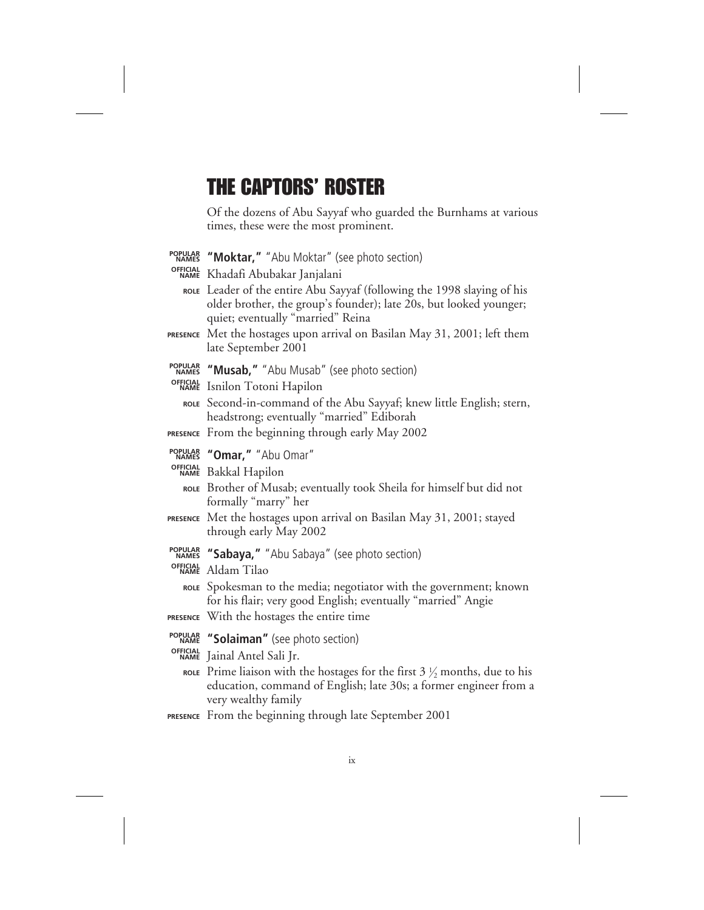# THE CAPTORS' ROSTER

Of the dozens of Abu Sayyaf who guarded the Burnhams at various times, these were the most prominent.

**POPULAR NAMES** **"Moktar,"** "Abu Moktar" (see photo section)
**OFFICIAL NAME** Khadafi Abubakar Janjalani
**ROLE** Leader of the entire Abu Sayyaf (following the 1998 slaying of his older brother, the group's founder); late 20s, but looked younger; quiet; eventually "married" Reina
**PRESENCE** Met the hostages upon arrival on Basilan May 31, 2001; left them late September 2001

**POPULAR NAMES** **"Musab,"** "Abu Musab" (see photo section)
**OFFICIAL NAME** Isnilon Totoni Hapilon
**ROLE** Second-in-command of the Abu Sayyaf; knew little English; stern, headstrong; eventually "married" Ediborah
**PRESENCE** From the beginning through early May 2002

**POPULAR NAMES** **"Omar,"** "Abu Omar"
**OFFICIAL NAME** Bakkal Hapilon
**ROLE** Brother of Musab; eventually took Sheila for himself but did not formally "marry" her
**PRESENCE** Met the hostages upon arrival on Basilan May 31, 2001; stayed through early May 2002

**POPULAR NAMES** **"Sabaya,"** "Abu Sabaya" (see photo section)
**OFFICIAL NAME** Aldam Tilao
**ROLE** Spokesman to the media; negotiator with the government; known for his flair; very good English; eventually "married" Angie
**PRESENCE** With the hostages the entire time

**POPULAR NAME** **"Solaiman"** (see photo section)
**OFFICIAL NAME** Jainal Antel Sali Jr.
**ROLE** Prime liaison with the hostages for the first 3 ½ months, due to his education, command of English; late 30s; a former engineer from a very wealthy family
**PRESENCE** From the beginning through late September 2001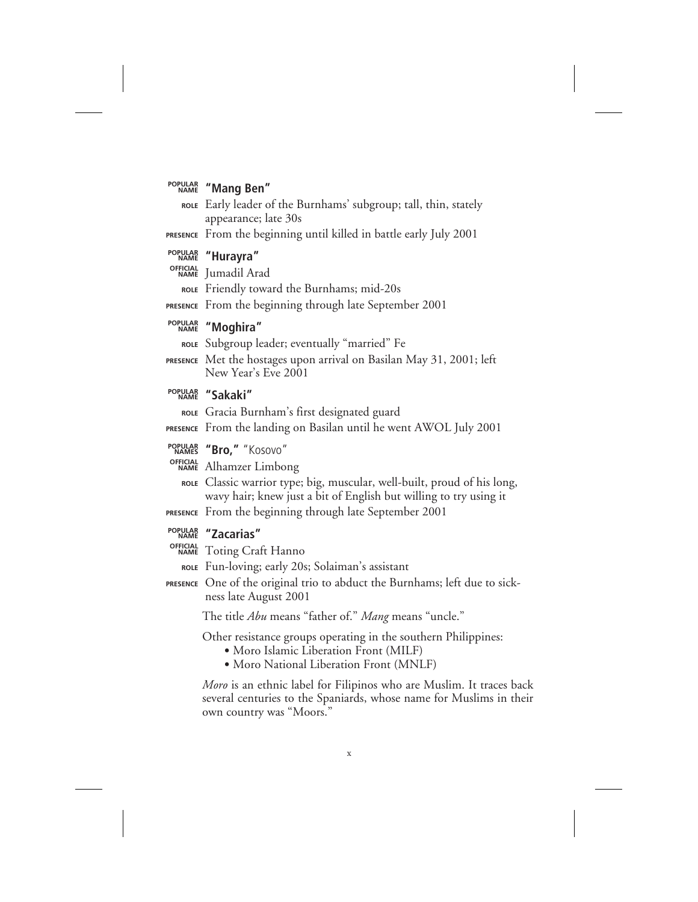**POPULAR NAME** **"Mang Ben"**

**ROLE** Early leader of the Burnhams' subgroup; tall, thin, stately appearance; late 30s

**PRESENCE** From the beginning until killed in battle early July 2001

**POPULAR NAME** **"Hurayra"**

**OFFICIAL NAME** Jumadil Arad

**ROLE** Friendly toward the Burnhams; mid-20s

**PRESENCE** From the beginning through late September 2001

**POPULAR NAME** **"Moghira"**

**ROLE** Subgroup leader; eventually "married" Fe

**PRESENCE** Met the hostages upon arrival on Basilan May 31, 2001; left New Year's Eve 2001

**POPULAR NAME** **"Sakaki"**

**ROLE** Gracia Burnham's first designated guard

**PRESENCE** From the landing on Basilan until he went AWOL July 2001

**POPULAR NAMES** **"Bro,"** "Kosovo"

**OFFICIAL NAME** Alhamzer Limbong

**ROLE** Classic warrior type; big, muscular, well-built, proud of his long, wavy hair; knew just a bit of English but willing to try using it

**PRESENCE** From the beginning through late September 2001

**POPULAR NAME** **"Zacarias"**

**OFFICIAL NAME** Toting Craft Hanno

**ROLE** Fun-loving; early 20s; Solaiman's assistant

**PRESENCE** One of the original trio to abduct the Burnhams; left due to sickness late August 2001

The title *Abu* means "father of." *Mang* means "uncle."

Other resistance groups operating in the southern Philippines:

- Moro Islamic Liberation Front (MILF)
- Moro National Liberation Front (MNLF)

*Moro* is an ethnic label for Filipinos who are Muslim. It traces back several centuries to the Spaniards, whose name for Muslims in their own country was "Moors."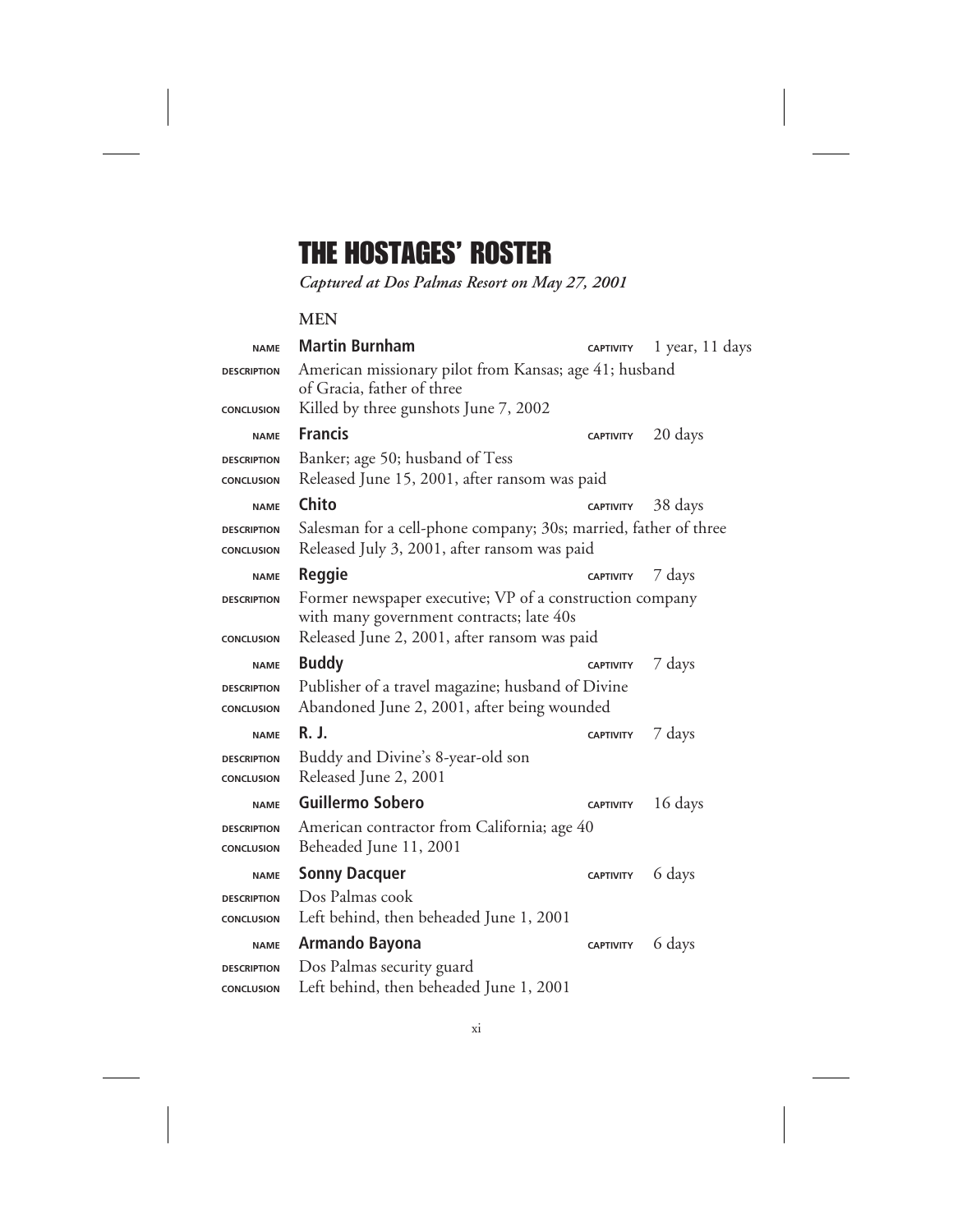# THE HOSTAGES' ROSTER

*Captured at Dos Palmas Resort on May 27, 2001*

**MEN**

| | | | |
|---|---|---|---|
| NAME | **Martin Burnham** | CAPTIVITY | 1 year, 11 days |
| DESCRIPTION | American missionary pilot from Kansas; age 41; husband of Gracia, father of three | | |
| CONCLUSION | Killed by three gunshots June 7, 2002 | | |
| NAME | **Francis** | CAPTIVITY | 20 days |
| DESCRIPTION | Banker; age 50; husband of Tess | | |
| CONCLUSION | Released June 15, 2001, after ransom was paid | | |
| NAME | **Chito** | CAPTIVITY | 38 days |
| DESCRIPTION | Salesman for a cell-phone company; 30s; married, father of three | | |
| CONCLUSION | Released July 3, 2001, after ransom was paid | | |
| NAME | **Reggie** | CAPTIVITY | 7 days |
| DESCRIPTION | Former newspaper executive; VP of a construction company with many government contracts; late 40s | | |
| CONCLUSION | Released June 2, 2001, after ransom was paid | | |
| NAME | **Buddy** | CAPTIVITY | 7 days |
| DESCRIPTION | Publisher of a travel magazine; husband of Divine | | |
| CONCLUSION | Abandoned June 2, 2001, after being wounded | | |
| NAME | **R. J.** | CAPTIVITY | 7 days |
| DESCRIPTION | Buddy and Divine's 8-year-old son | | |
| CONCLUSION | Released June 2, 2001 | | |
| NAME | **Guillermo Sobero** | CAPTIVITY | 16 days |
| DESCRIPTION | American contractor from California; age 40 | | |
| CONCLUSION | Beheaded June 11, 2001 | | |
| NAME | **Sonny Dacquer** | CAPTIVITY | 6 days |
| DESCRIPTION | Dos Palmas cook | | |
| CONCLUSION | Left behind, then beheaded June 1, 2001 | | |
| NAME | **Armando Bayona** | CAPTIVITY | 6 days |
| DESCRIPTION | Dos Palmas security guard | | |
| CONCLUSION | Left behind, then beheaded June 1, 2001 | | |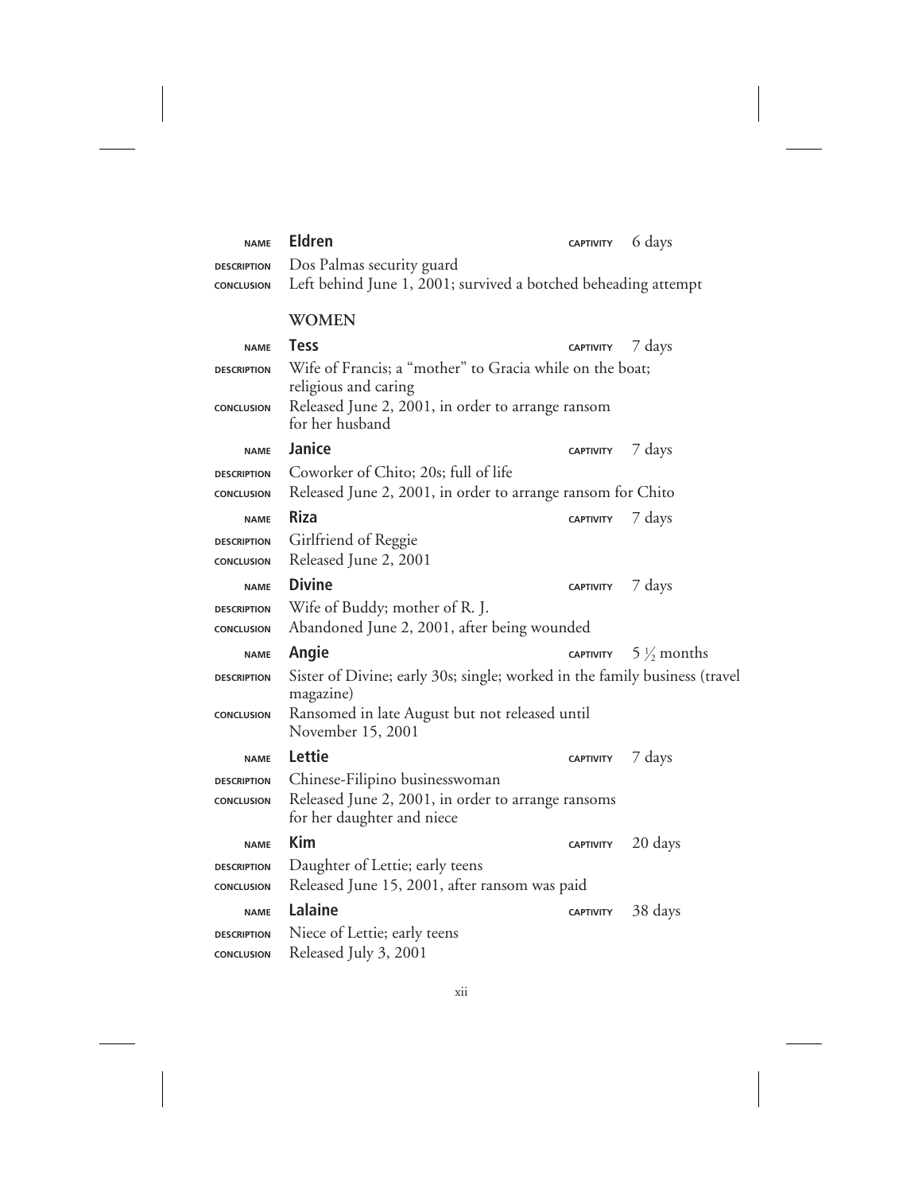**NAME** **Eldren** — **CAPTIVITY** 6 days
**DESCRIPTION** Dos Palmas security guard
**CONCLUSION** Left behind June 1, 2001; survived a botched beheading attempt

## WOMEN

**NAME** **Tess** — **CAPTIVITY** 7 days
**DESCRIPTION** Wife of Francis; a "mother" to Gracia while on the boat; religious and caring
**CONCLUSION** Released June 2, 2001, in order to arrange ransom for her husband

**NAME** **Janice** — **CAPTIVITY** 7 days
**DESCRIPTION** Coworker of Chito; 20s; full of life
**CONCLUSION** Released June 2, 2001, in order to arrange ransom for Chito

**NAME** **Riza** — **CAPTIVITY** 7 days
**DESCRIPTION** Girlfriend of Reggie
**CONCLUSION** Released June 2, 2001

**NAME** **Divine** — **CAPTIVITY** 7 days
**DESCRIPTION** Wife of Buddy; mother of R. J.
**CONCLUSION** Abandoned June 2, 2001, after being wounded

**NAME** **Angie** — **CAPTIVITY** 5 ½ months
**DESCRIPTION** Sister of Divine; early 30s; single; worked in the family business (travel magazine)
**CONCLUSION** Ransomed in late August but not released until November 15, 2001

**NAME** **Lettie** — **CAPTIVITY** 7 days
**DESCRIPTION** Chinese-Filipino businesswoman
**CONCLUSION** Released June 2, 2001, in order to arrange ransoms for her daughter and niece

**NAME** **Kim** — **CAPTIVITY** 20 days
**DESCRIPTION** Daughter of Lettie; early teens
**CONCLUSION** Released June 15, 2001, after ransom was paid

**NAME** **Lalaine** — **CAPTIVITY** 38 days
**DESCRIPTION** Niece of Lettie; early teens
**CONCLUSION** Released July 3, 2001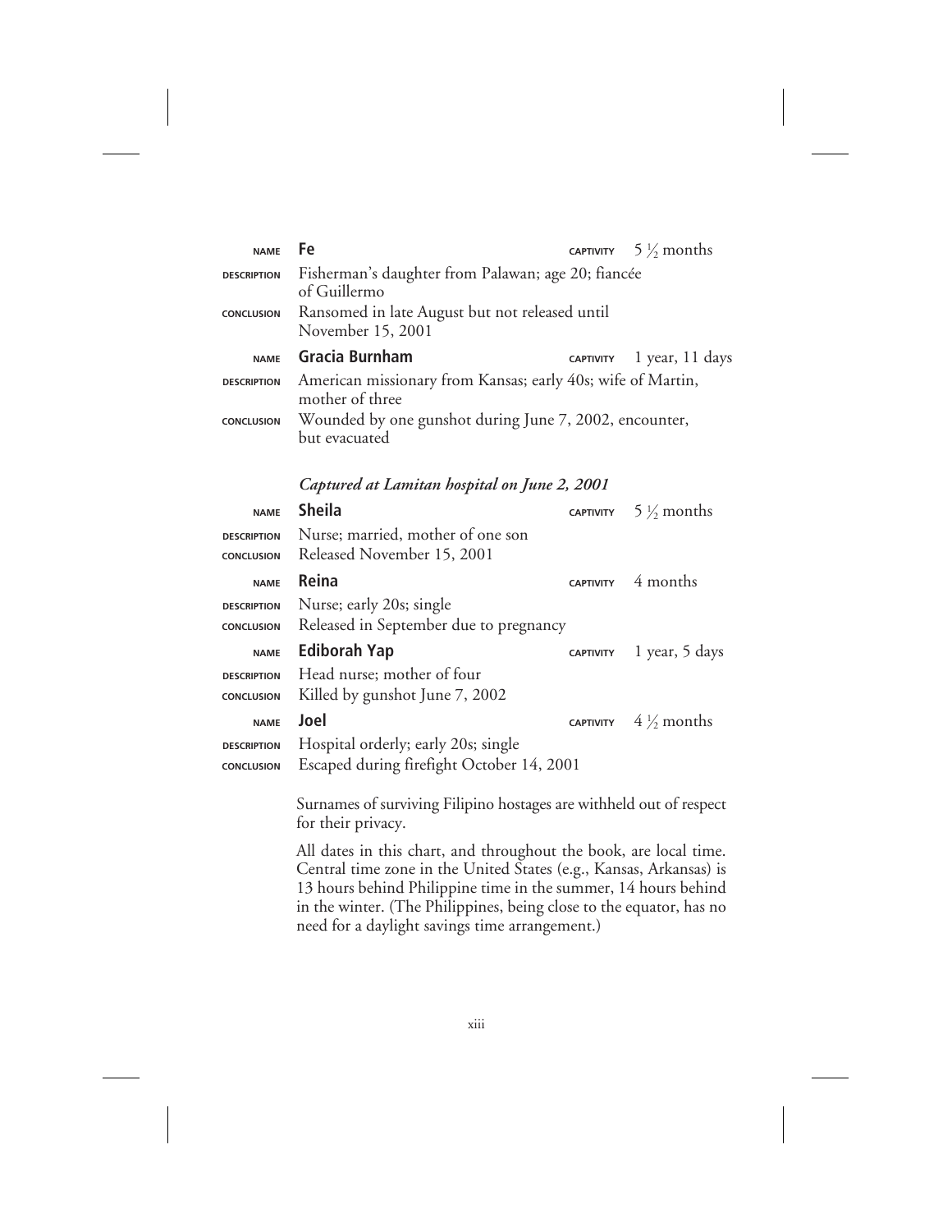| | | | |
|---|---|---|---|
| NAME | **Fe** | CAPTIVITY | 5 ½ months |
| DESCRIPTION | Fisherman's daughter from Palawan; age 20; fiancée of Guillermo | | |
| CONCLUSION | Ransomed in late August but not released until November 15, 2001 | | |
| NAME | **Gracia Burnham** | CAPTIVITY | 1 year, 11 days |
| DESCRIPTION | American missionary from Kansas; early 40s; wife of Martin, mother of three | | |
| CONCLUSION | Wounded by one gunshot during June 7, 2002, encounter, but evacuated | | |

*Captured at Lamitan hospital on June 2, 2001*

| | | | |
|---|---|---|---|
| NAME | **Sheila** | CAPTIVITY | 5 ½ months |
| DESCRIPTION | Nurse; married, mother of one son | | |
| CONCLUSION | Released November 15, 2001 | | |
| NAME | **Reina** | CAPTIVITY | 4 months |
| DESCRIPTION | Nurse; early 20s; single | | |
| CONCLUSION | Released in September due to pregnancy | | |
| NAME | **Ediborah Yap** | CAPTIVITY | 1 year, 5 days |
| DESCRIPTION | Head nurse; mother of four | | |
| CONCLUSION | Killed by gunshot June 7, 2002 | | |
| NAME | **Joel** | CAPTIVITY | 4 ½ months |
| DESCRIPTION | Hospital orderly; early 20s; single | | |
| CONCLUSION | Escaped during firefight October 14, 2001 | | |

Surnames of surviving Filipino hostages are withheld out of respect for their privacy.

All dates in this chart, and throughout the book, are local time. Central time zone in the United States (e.g., Kansas, Arkansas) is 13 hours behind Philippine time in the summer, 14 hours behind in the winter. (The Philippines, being close to the equator, has no need for a daylight savings time arrangement.)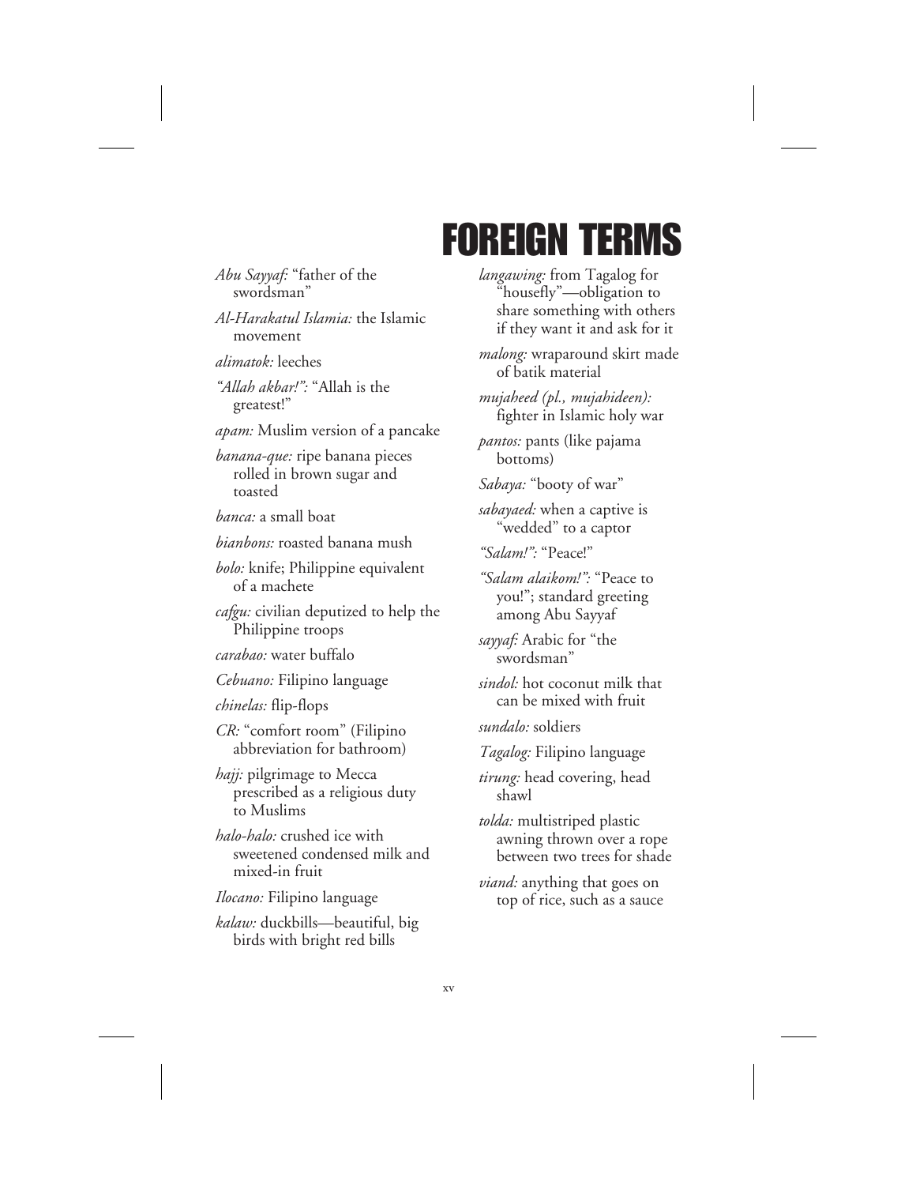# FOREIGN TERMS

*Abu Sayyaf:* "father of the swordsman"

*Al-Harakatul Islamia:* the Islamic movement

*alimatok:* leeches

*"Allah akbar!":* "Allah is the greatest!"

*apam:* Muslim version of a pancake

*banana-que:* ripe banana pieces rolled in brown sugar and toasted

*banca:* a small boat

*bianbons:* roasted banana mush

*bolo:* knife; Philippine equivalent of a machete

*cafgu:* civilian deputized to help the Philippine troops

*carabao:* water buffalo

*Cebuano:* Filipino language

*chinelas:* flip-flops

*CR:* "comfort room" (Filipino abbreviation for bathroom)

*hajj:* pilgrimage to Mecca prescribed as a religious duty to Muslims

*halo-halo:* crushed ice with sweetened condensed milk and mixed-in fruit

*Ilocano:* Filipino language

*kalaw:* duckbills—beautiful, big birds with bright red bills

*langawing:* from Tagalog for "housefly"—obligation to share something with others if they want it and ask for it

*malong:* wraparound skirt made of batik material

*mujaheed (pl., mujahideen):* fighter in Islamic holy war

*pantos:* pants (like pajama bottoms)

*Sabaya:* "booty of war"

*sabayaed:* when a captive is "wedded" to a captor

*"Salam!":* "Peace!"

*"Salam alaikom!":* "Peace to you!"; standard greeting among Abu Sayyaf

*sayyaf:* Arabic for "the swordsman"

*sindol:* hot coconut milk that can be mixed with fruit

*sundalo:* soldiers

*Tagalog:* Filipino language

*tirung:* head covering, head shawl

*tolda:* multistriped plastic awning thrown over a rope between two trees for shade

*viand:* anything that goes on top of rice, such as a sauce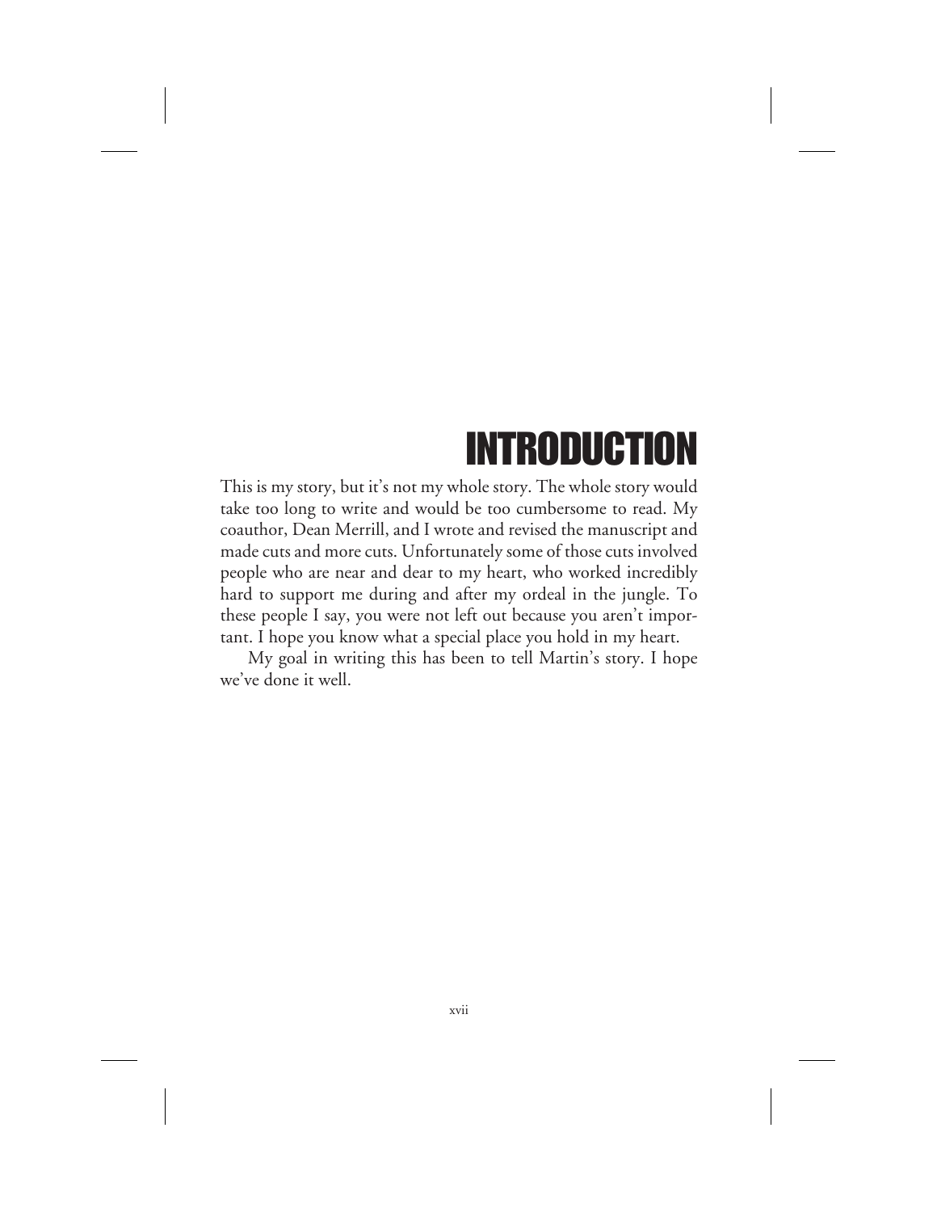# INTRODUCTION

This is my story, but it's not my whole story. The whole story would take too long to write and would be too cumbersome to read. My coauthor, Dean Merrill, and I wrote and revised the manuscript and made cuts and more cuts. Unfortunately some of those cuts involved people who are near and dear to my heart, who worked incredibly hard to support me during and after my ordeal in the jungle. To these people I say, you were not left out because you aren't important. I hope you know what a special place you hold in my heart.

My goal in writing this has been to tell Martin's story. I hope we've done it well.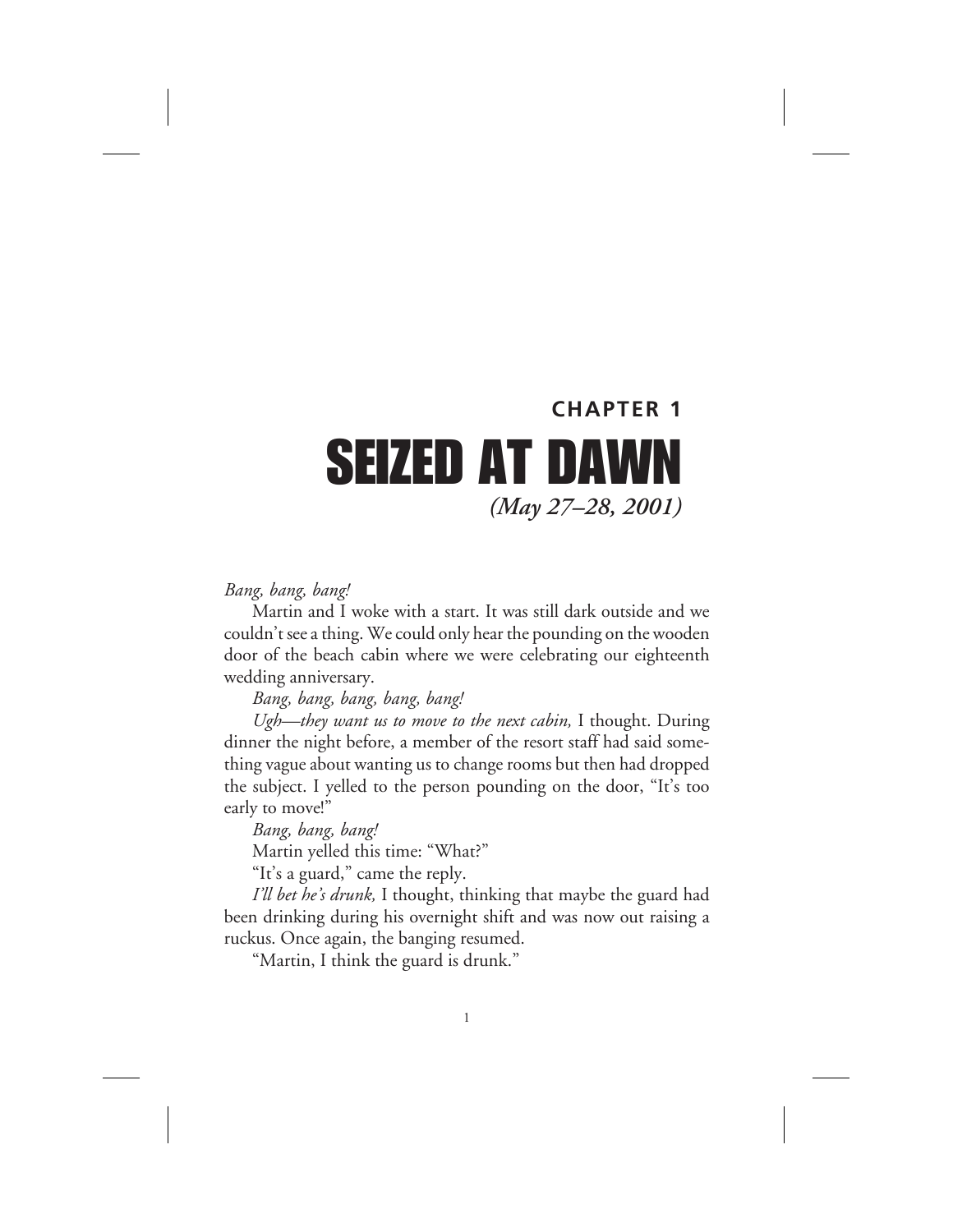## CHAPTER 1

# SEIZED AT DAWN

***(May 27–28, 2001)***

*Bang, bang, bang!*

Martin and I woke with a start. It was still dark outside and we couldn't see a thing. We could only hear the pounding on the wooden door of the beach cabin where we were celebrating our eighteenth wedding anniversary.

*Bang, bang, bang, bang, bang!*

*Ugh—they want us to move to the next cabin,* I thought. During dinner the night before, a member of the resort staff had said something vague about wanting us to change rooms but then had dropped the subject. I yelled to the person pounding on the door, "It's too early to move!"

*Bang, bang, bang!*

Martin yelled this time: "What?"

"It's a guard," came the reply.

*I'll bet he's drunk,* I thought, thinking that maybe the guard had been drinking during his overnight shift and was now out raising a ruckus. Once again, the banging resumed.

"Martin, I think the guard is drunk."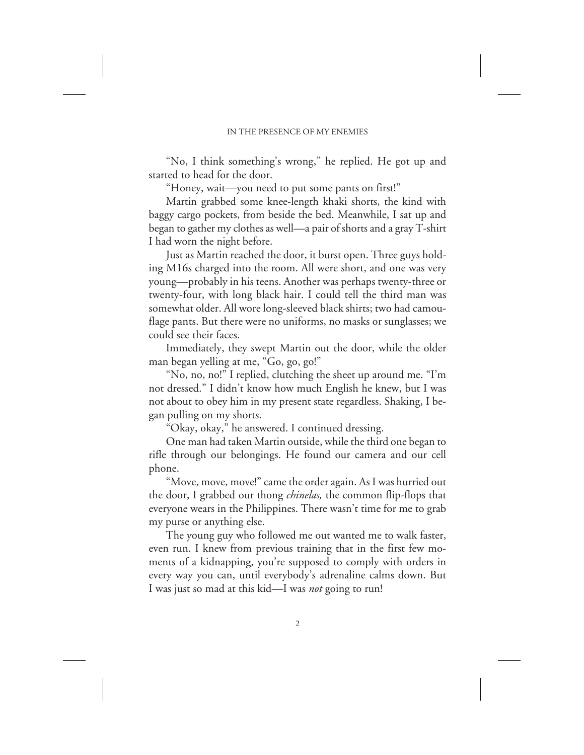"No, I think something's wrong," he replied. He got up and started to head for the door.

"Honey, wait—you need to put some pants on first!"

Martin grabbed some knee-length khaki shorts, the kind with baggy cargo pockets, from beside the bed. Meanwhile, I sat up and began to gather my clothes as well—a pair of shorts and a gray T-shirt I had worn the night before.

Just as Martin reached the door, it burst open. Three guys holding M16s charged into the room. All were short, and one was very young—probably in his teens. Another was perhaps twenty-three or twenty-four, with long black hair. I could tell the third man was somewhat older. All wore long-sleeved black shirts; two had camouflage pants. But there were no uniforms, no masks or sunglasses; we could see their faces.

Immediately, they swept Martin out the door, while the older man began yelling at me, "Go, go, go!"

"No, no, no!" I replied, clutching the sheet up around me. "I'm not dressed." I didn't know how much English he knew, but I was not about to obey him in my present state regardless. Shaking, I began pulling on my shorts.

"Okay, okay," he answered. I continued dressing.

One man had taken Martin outside, while the third one began to rifle through our belongings. He found our camera and our cell phone.

"Move, move, move!" came the order again. As I was hurried out the door, I grabbed our thong *chinelas,* the common flip-flops that everyone wears in the Philippines. There wasn't time for me to grab my purse or anything else.

The young guy who followed me out wanted me to walk faster, even run. I knew from previous training that in the first few moments of a kidnapping, you're supposed to comply with orders in every way you can, until everybody's adrenaline calms down. But I was just so mad at this kid—I was *not* going to run!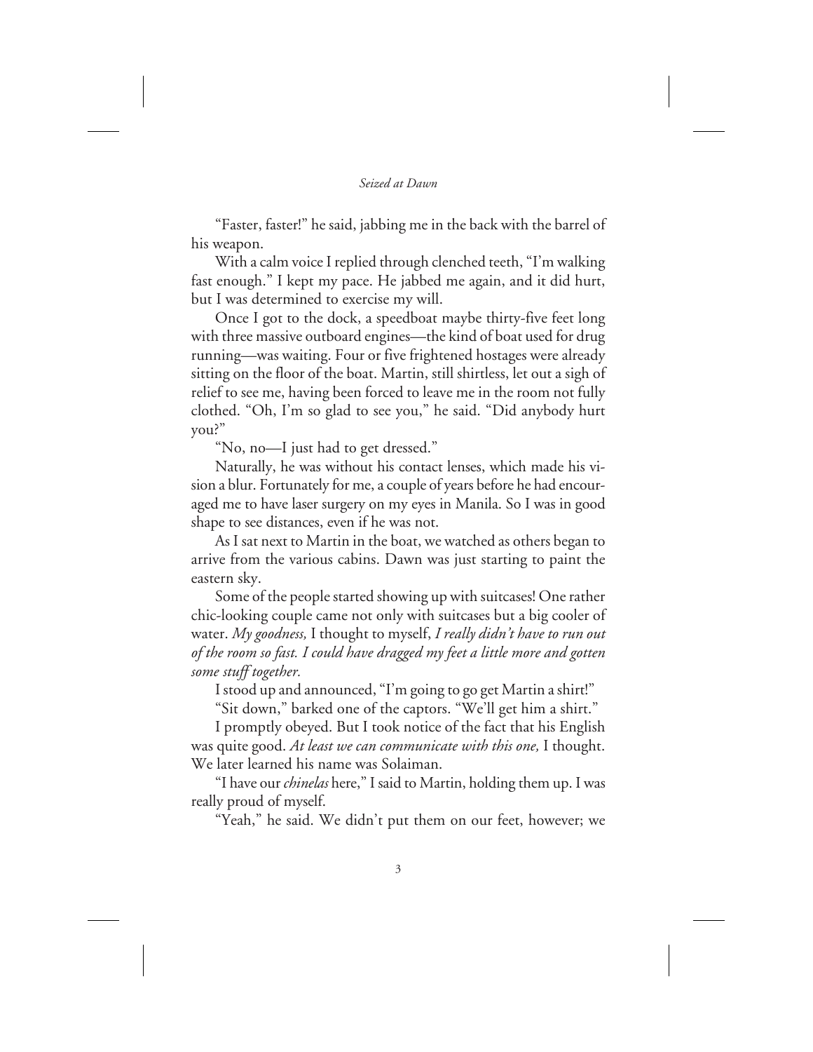"Faster, faster!" he said, jabbing me in the back with the barrel of his weapon.

With a calm voice I replied through clenched teeth, "I'm walking fast enough." I kept my pace. He jabbed me again, and it did hurt, but I was determined to exercise my will.

Once I got to the dock, a speedboat maybe thirty-five feet long with three massive outboard engines—the kind of boat used for drug running—was waiting. Four or five frightened hostages were already sitting on the floor of the boat. Martin, still shirtless, let out a sigh of relief to see me, having been forced to leave me in the room not fully clothed. "Oh, I'm so glad to see you," he said. "Did anybody hurt you?"

"No, no—I just had to get dressed."

Naturally, he was without his contact lenses, which made his vision a blur. Fortunately for me, a couple of years before he had encouraged me to have laser surgery on my eyes in Manila. So I was in good shape to see distances, even if he was not.

As I sat next to Martin in the boat, we watched as others began to arrive from the various cabins. Dawn was just starting to paint the eastern sky.

Some of the people started showing up with suitcases! One rather chic-looking couple came not only with suitcases but a big cooler of water. *My goodness,* I thought to myself, *I really didn't have to run out of the room so fast. I could have dragged my feet a little more and gotten some stuff together.*

I stood up and announced, "I'm going to go get Martin a shirt!"

"Sit down," barked one of the captors. "We'll get him a shirt."

I promptly obeyed. But I took notice of the fact that his English was quite good. *At least we can communicate with this one,* I thought. We later learned his name was Solaiman.

"I have our *chinelas* here," I said to Martin, holding them up. I was really proud of myself.

"Yeah," he said. We didn't put them on our feet, however; we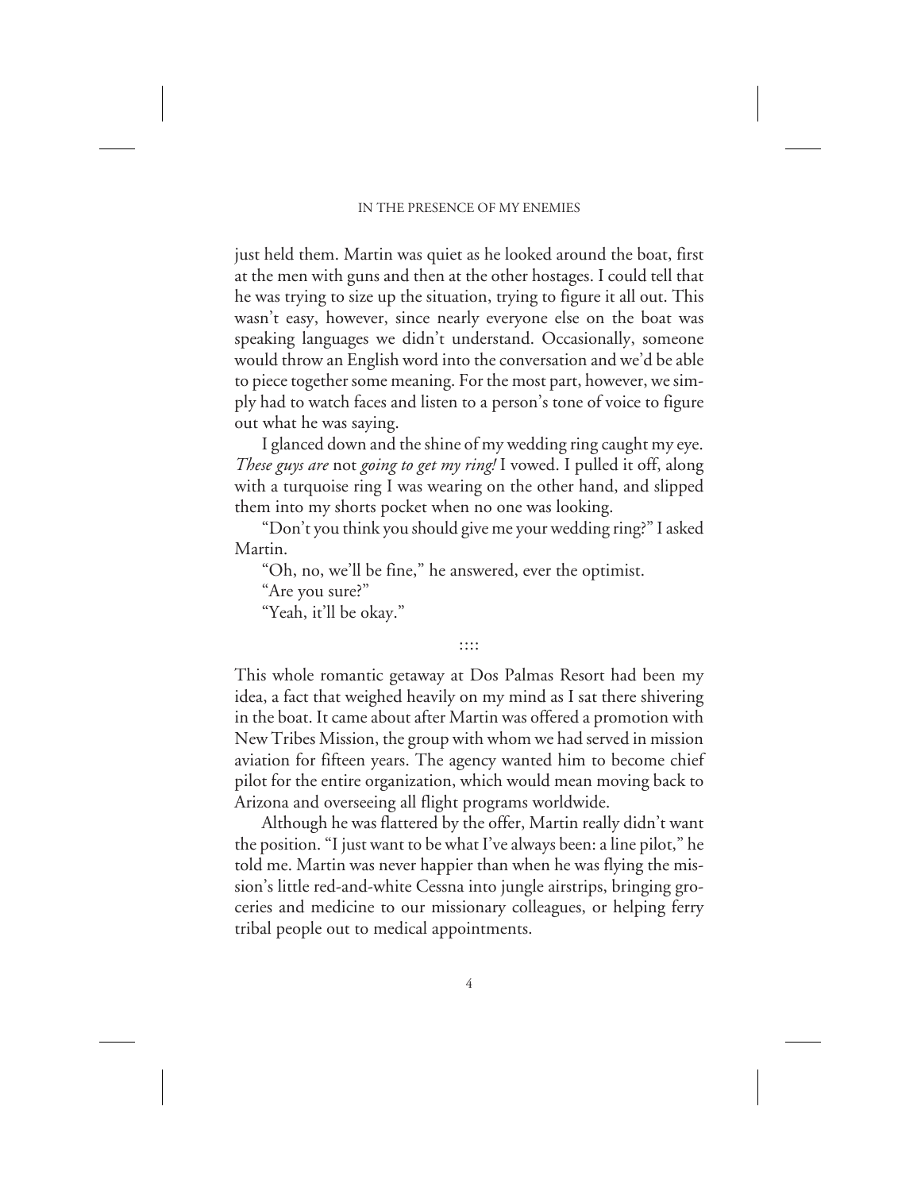just held them. Martin was quiet as he looked around the boat, first at the men with guns and then at the other hostages. I could tell that he was trying to size up the situation, trying to figure it all out. This wasn't easy, however, since nearly everyone else on the boat was speaking languages we didn't understand. Occasionally, someone would throw an English word into the conversation and we'd be able to piece together some meaning. For the most part, however, we simply had to watch faces and listen to a person's tone of voice to figure out what he was saying.

I glanced down and the shine of my wedding ring caught my eye. *These guys are* not *going to get my ring!* I vowed. I pulled it off, along with a turquoise ring I was wearing on the other hand, and slipped them into my shorts pocket when no one was looking.

"Don't you think you should give me your wedding ring?" I asked Martin.

"Oh, no, we'll be fine," he answered, ever the optimist.

"Are you sure?"

"Yeah, it'll be okay."

::::

This whole romantic getaway at Dos Palmas Resort had been my idea, a fact that weighed heavily on my mind as I sat there shivering in the boat. It came about after Martin was offered a promotion with New Tribes Mission, the group with whom we had served in mission aviation for fifteen years. The agency wanted him to become chief pilot for the entire organization, which would mean moving back to Arizona and overseeing all flight programs worldwide.

Although he was flattered by the offer, Martin really didn't want the position. "I just want to be what I've always been: a line pilot," he told me. Martin was never happier than when he was flying the mission's little red-and-white Cessna into jungle airstrips, bringing groceries and medicine to our missionary colleagues, or helping ferry tribal people out to medical appointments.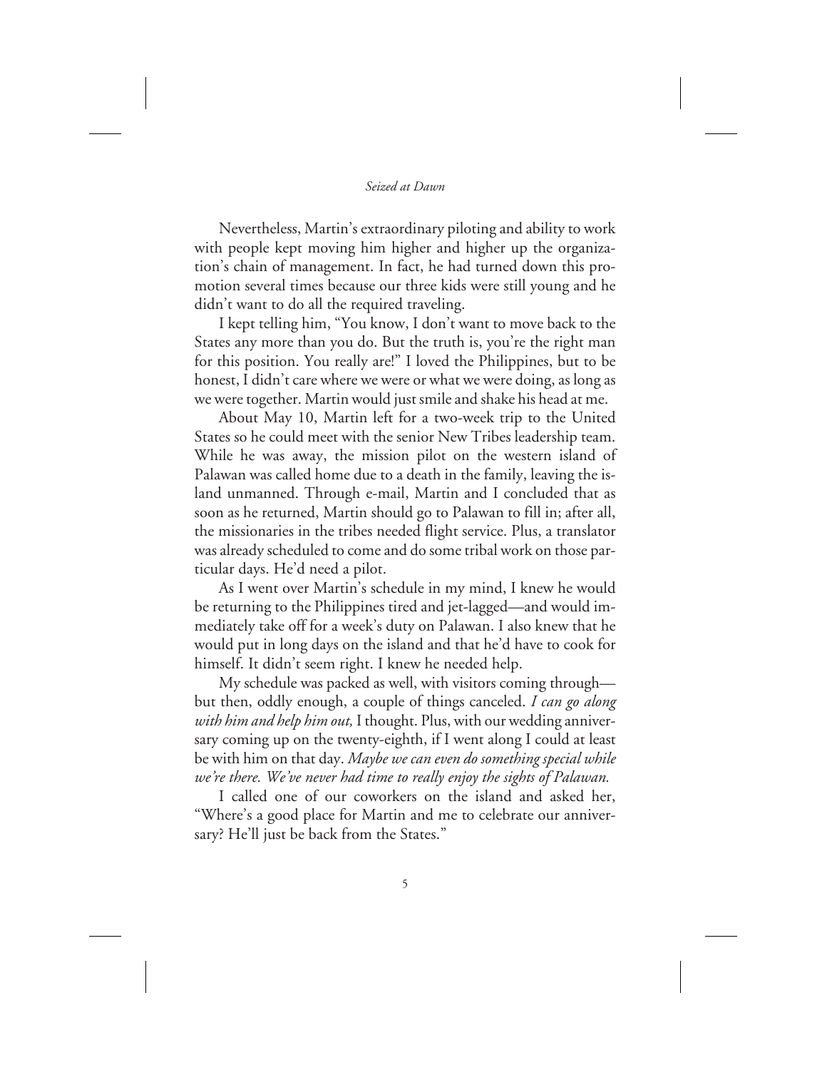Nevertheless, Martin's extraordinary piloting and ability to work with people kept moving him higher and higher up the organization's chain of management. In fact, he had turned down this promotion several times because our three kids were still young and he didn't want to do all the required traveling.

I kept telling him, "You know, I don't want to move back to the States any more than you do. But the truth is, you're the right man for this position. You really are!" I loved the Philippines, but to be honest, I didn't care where we were or what we were doing, as long as we were together. Martin would just smile and shake his head at me.

About May 10, Martin left for a two-week trip to the United States so he could meet with the senior New Tribes leadership team. While he was away, the mission pilot on the western island of Palawan was called home due to a death in the family, leaving the island unmanned. Through e-mail, Martin and I concluded that as soon as he returned, Martin should go to Palawan to fill in; after all, the missionaries in the tribes needed flight service. Plus, a translator was already scheduled to come and do some tribal work on those particular days. He'd need a pilot.

As I went over Martin's schedule in my mind, I knew he would be returning to the Philippines tired and jet-lagged—and would immediately take off for a week's duty on Palawan. I also knew that he would put in long days on the island and that he'd have to cook for himself. It didn't seem right. I knew he needed help.

My schedule was packed as well, with visitors coming through—but then, oddly enough, a couple of things canceled. *I can go along with him and help him out,* I thought. Plus, with our wedding anniversary coming up on the twenty-eighth, if I went along I could at least be with him on that day. *Maybe we can even do something special while we're there. We've never had time to really enjoy the sights of Palawan.*

I called one of our coworkers on the island and asked her, "Where's a good place for Martin and me to celebrate our anniversary? He'll just be back from the States."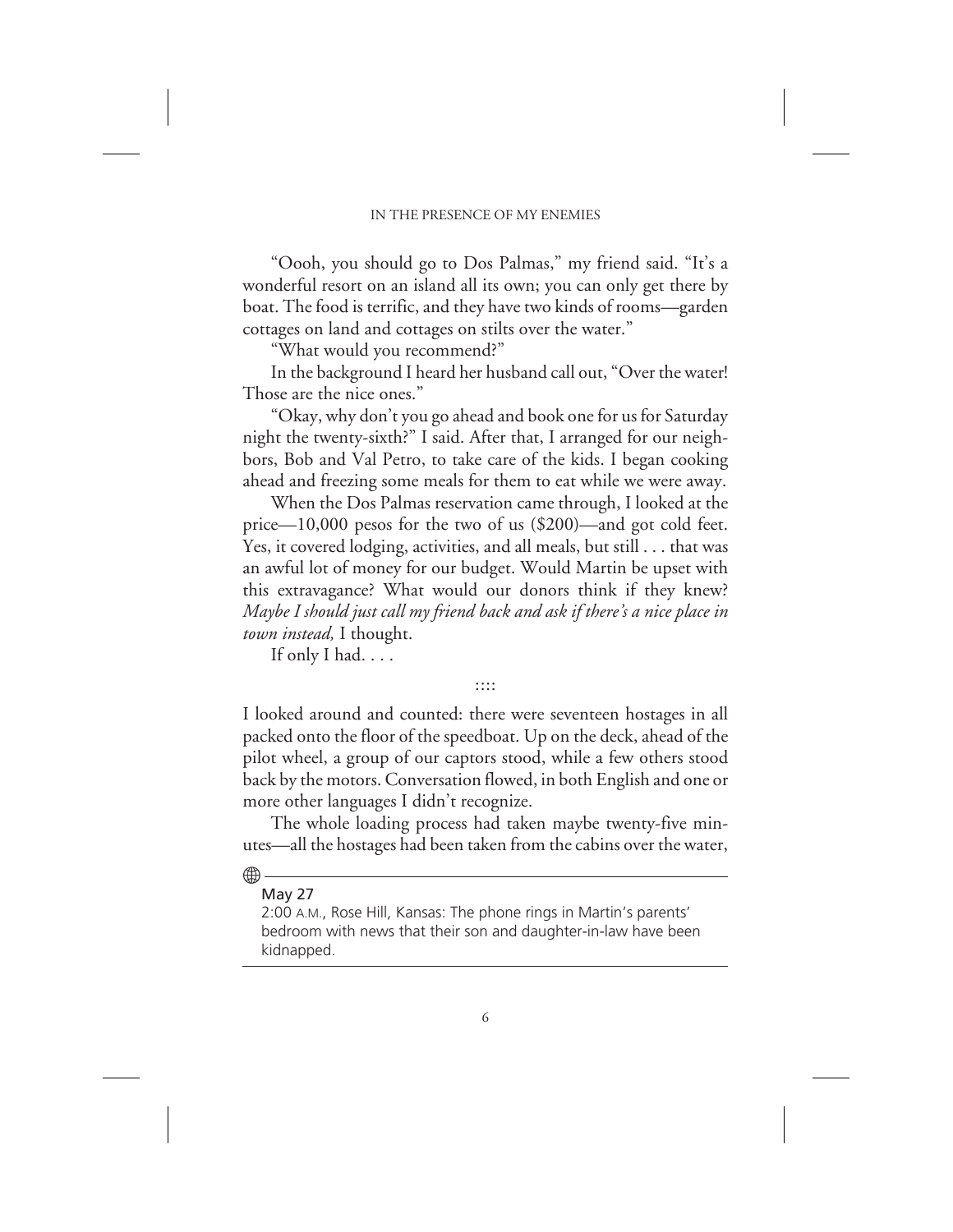"Oooh, you should go to Dos Palmas," my friend said. "It's a wonderful resort on an island all its own; you can only get there by boat. The food is terrific, and they have two kinds of rooms—garden cottages on land and cottages on stilts over the water."

"What would you recommend?"

In the background I heard her husband call out, "Over the water! Those are the nice ones."

"Okay, why don't you go ahead and book one for us for Saturday night the twenty-sixth?" I said. After that, I arranged for our neighbors, Bob and Val Petro, to take care of the kids. I began cooking ahead and freezing some meals for them to eat while we were away.

When the Dos Palmas reservation came through, I looked at the price—10,000 pesos for the two of us ($200)—and got cold feet. Yes, it covered lodging, activities, and all meals, but still . . . that was an awful lot of money for our budget. Would Martin be upset with this extravagance? What would our donors think if they knew? *Maybe I should just call my friend back and ask if there's a nice place in town instead,* I thought.

If only I had. . . .

::::

I looked around and counted: there were seventeen hostages in all packed onto the floor of the speedboat. Up on the deck, ahead of the pilot wheel, a group of our captors stood, while a few others stood back by the motors. Conversation flowed, in both English and one or more other languages I didn't recognize.

The whole loading process had taken maybe twenty-five minutes—all the hostages had been taken from the cabins over the water,

---

May 27

2:00 A.M., Rose Hill, Kansas: The phone rings in Martin's parents' bedroom with news that their son and daughter-in-law have been kidnapped.

---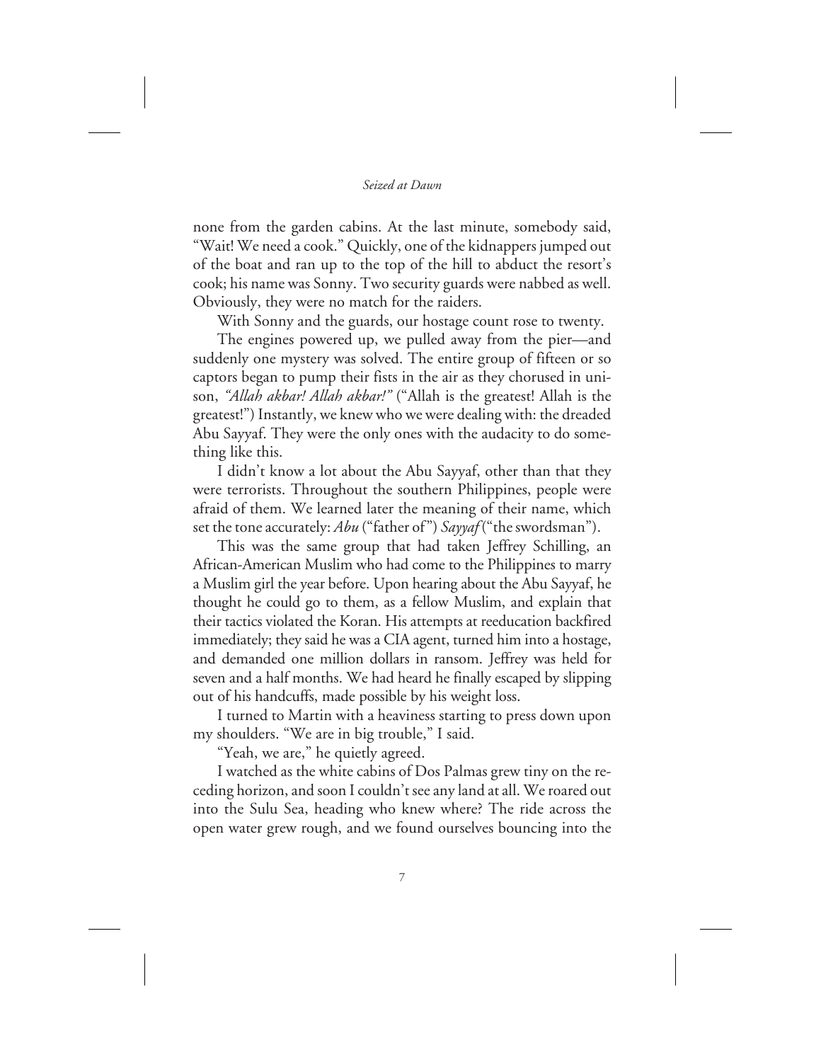none from the garden cabins. At the last minute, somebody said, "Wait! We need a cook." Quickly, one of the kidnappers jumped out of the boat and ran up to the top of the hill to abduct the resort's cook; his name was Sonny. Two security guards were nabbed as well. Obviously, they were no match for the raiders.

With Sonny and the guards, our hostage count rose to twenty.

The engines powered up, we pulled away from the pier—and suddenly one mystery was solved. The entire group of fifteen or so captors began to pump their fists in the air as they chorused in unison, *"Allah akbar! Allah akbar!"* ("Allah is the greatest! Allah is the greatest!") Instantly, we knew who we were dealing with: the dreaded Abu Sayyaf. They were the only ones with the audacity to do something like this.

I didn't know a lot about the Abu Sayyaf, other than that they were terrorists. Throughout the southern Philippines, people were afraid of them. We learned later the meaning of their name, which set the tone accurately: *Abu* ("father of") *Sayyaf* ("the swordsman").

This was the same group that had taken Jeffrey Schilling, an African-American Muslim who had come to the Philippines to marry a Muslim girl the year before. Upon hearing about the Abu Sayyaf, he thought he could go to them, as a fellow Muslim, and explain that their tactics violated the Koran. His attempts at reeducation backfired immediately; they said he was a CIA agent, turned him into a hostage, and demanded one million dollars in ransom. Jeffrey was held for seven and a half months. We had heard he finally escaped by slipping out of his handcuffs, made possible by his weight loss.

I turned to Martin with a heaviness starting to press down upon my shoulders. "We are in big trouble," I said.

"Yeah, we are," he quietly agreed.

I watched as the white cabins of Dos Palmas grew tiny on the receding horizon, and soon I couldn't see any land at all. We roared out into the Sulu Sea, heading who knew where? The ride across the open water grew rough, and we found ourselves bouncing into the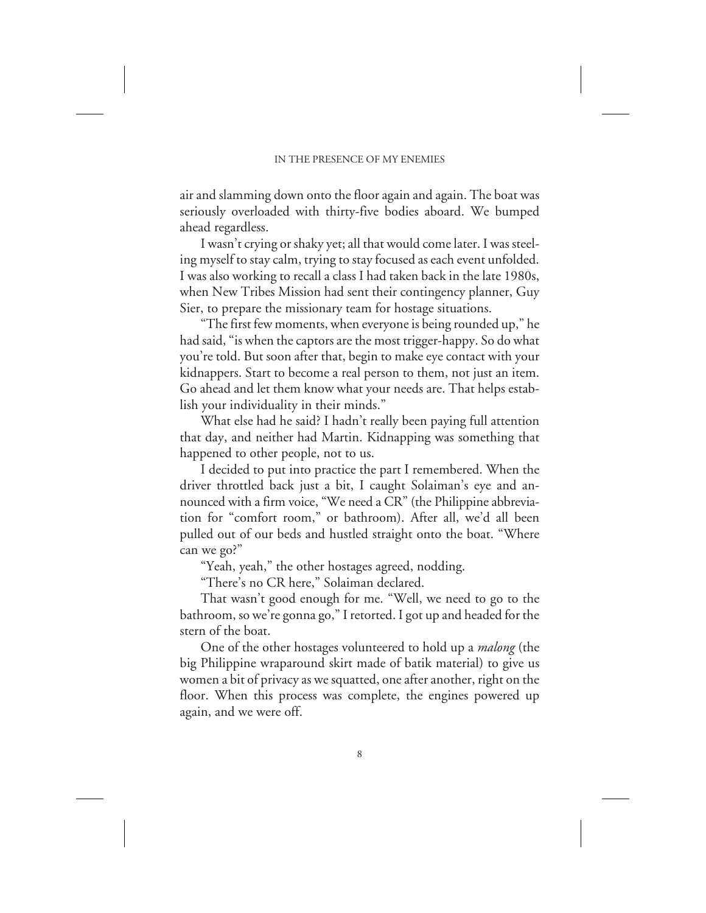air and slamming down onto the floor again and again. The boat was seriously overloaded with thirty-five bodies aboard. We bumped ahead regardless.

I wasn't crying or shaky yet; all that would come later. I was steeling myself to stay calm, trying to stay focused as each event unfolded. I was also working to recall a class I had taken back in the late 1980s, when New Tribes Mission had sent their contingency planner, Guy Sier, to prepare the missionary team for hostage situations.

"The first few moments, when everyone is being rounded up," he had said, "is when the captors are the most trigger-happy. So do what you're told. But soon after that, begin to make eye contact with your kidnappers. Start to become a real person to them, not just an item. Go ahead and let them know what your needs are. That helps establish your individuality in their minds."

What else had he said? I hadn't really been paying full attention that day, and neither had Martin. Kidnapping was something that happened to other people, not to us.

I decided to put into practice the part I remembered. When the driver throttled back just a bit, I caught Solaiman's eye and announced with a firm voice, "We need a CR" (the Philippine abbreviation for "comfort room," or bathroom). After all, we'd all been pulled out of our beds and hustled straight onto the boat. "Where can we go?"

"Yeah, yeah," the other hostages agreed, nodding.

"There's no CR here," Solaiman declared.

That wasn't good enough for me. "Well, we need to go to the bathroom, so we're gonna go," I retorted. I got up and headed for the stern of the boat.

One of the other hostages volunteered to hold up a *malong* (the big Philippine wraparound skirt made of batik material) to give us women a bit of privacy as we squatted, one after another, right on the floor. When this process was complete, the engines powered up again, and we were off.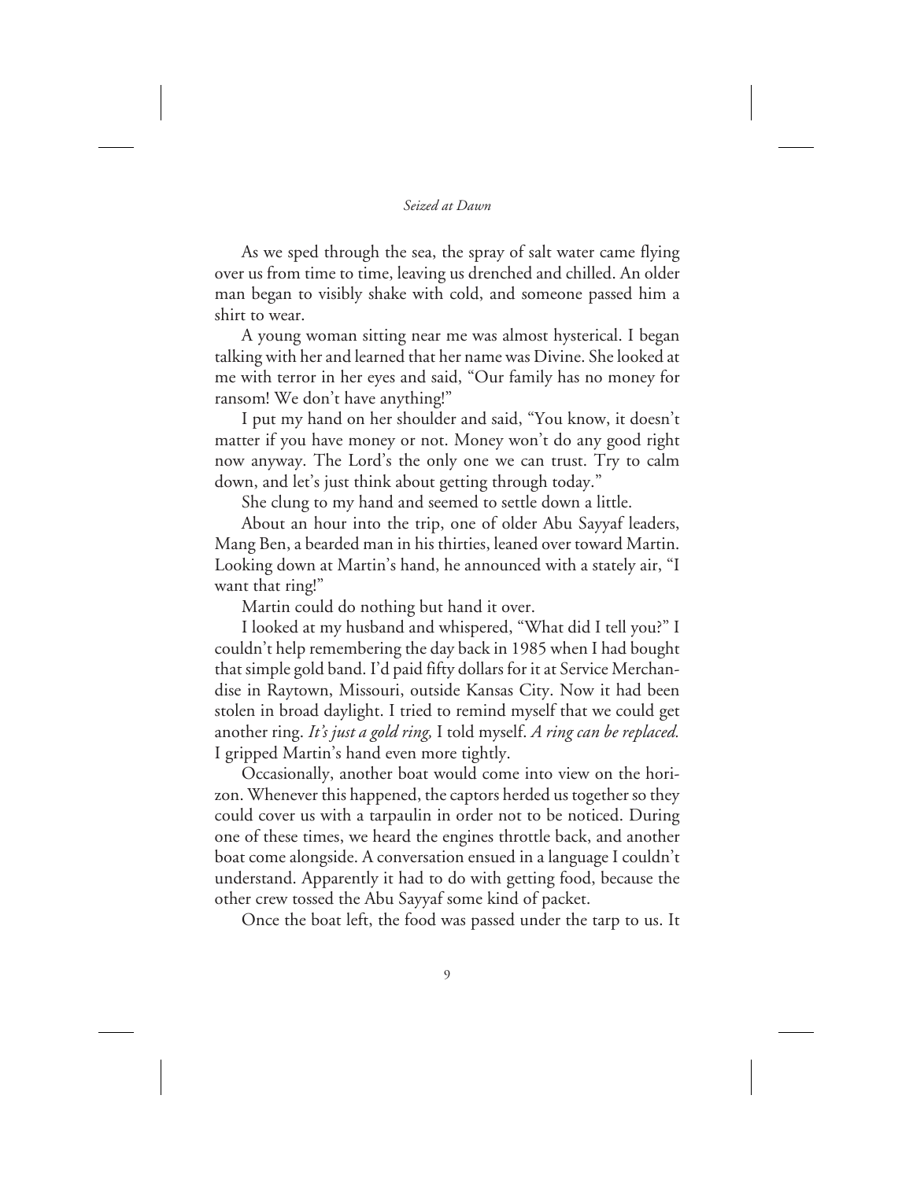As we sped through the sea, the spray of salt water came flying over us from time to time, leaving us drenched and chilled. An older man began to visibly shake with cold, and someone passed him a shirt to wear.

A young woman sitting near me was almost hysterical. I began talking with her and learned that her name was Divine. She looked at me with terror in her eyes and said, "Our family has no money for ransom! We don't have anything!"

I put my hand on her shoulder and said, "You know, it doesn't matter if you have money or not. Money won't do any good right now anyway. The Lord's the only one we can trust. Try to calm down, and let's just think about getting through today."

She clung to my hand and seemed to settle down a little.

About an hour into the trip, one of older Abu Sayyaf leaders, Mang Ben, a bearded man in his thirties, leaned over toward Martin. Looking down at Martin's hand, he announced with a stately air, "I want that ring!"

Martin could do nothing but hand it over.

I looked at my husband and whispered, "What did I tell you?" I couldn't help remembering the day back in 1985 when I had bought that simple gold band. I'd paid fifty dollars for it at Service Merchandise in Raytown, Missouri, outside Kansas City. Now it had been stolen in broad daylight. I tried to remind myself that we could get another ring. *It's just a gold ring,* I told myself. *A ring can be replaced.* I gripped Martin's hand even more tightly.

Occasionally, another boat would come into view on the horizon. Whenever this happened, the captors herded us together so they could cover us with a tarpaulin in order not to be noticed. During one of these times, we heard the engines throttle back, and another boat come alongside. A conversation ensued in a language I couldn't understand. Apparently it had to do with getting food, because the other crew tossed the Abu Sayyaf some kind of packet.

Once the boat left, the food was passed under the tarp to us. It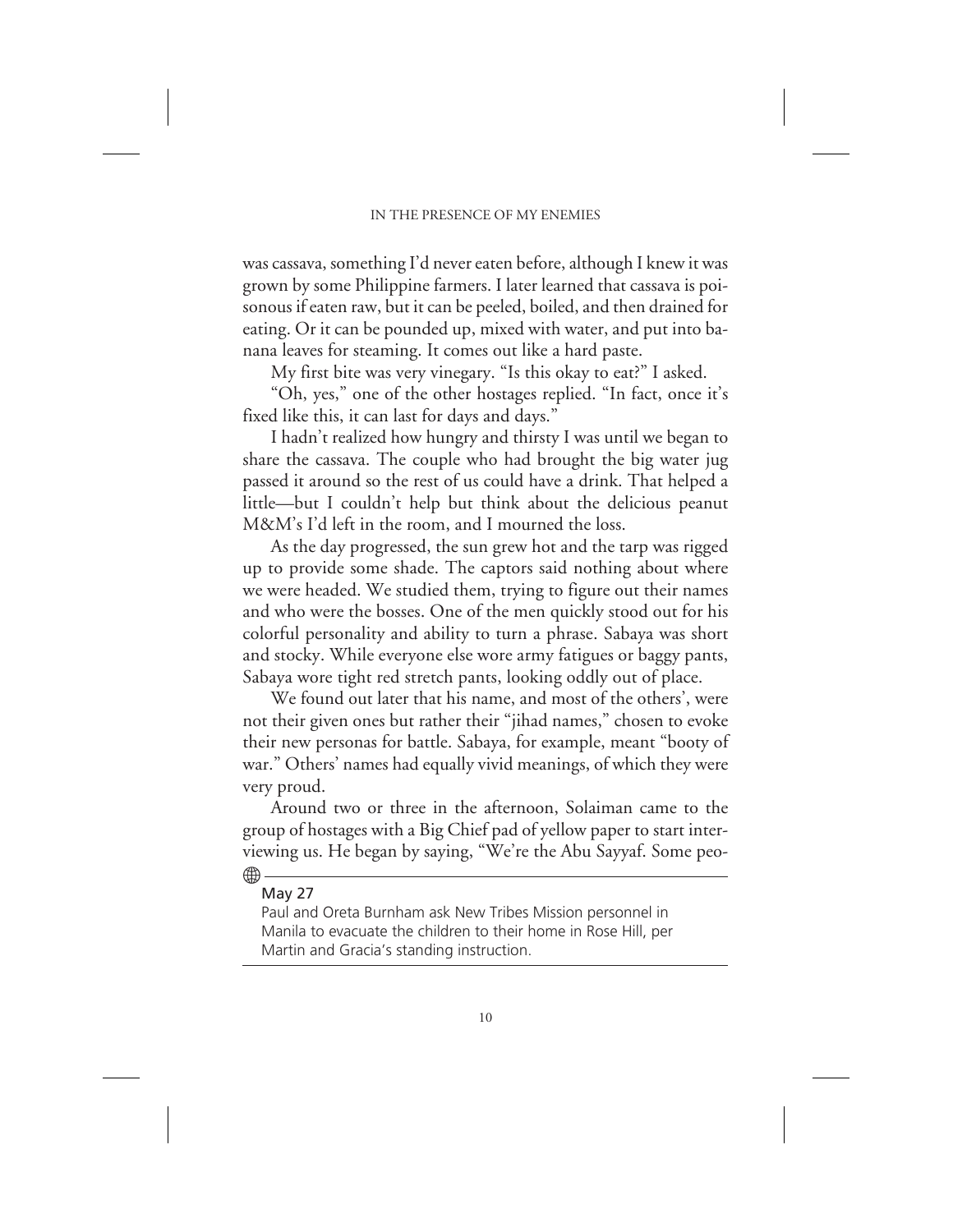was cassava, something I'd never eaten before, although I knew it was grown by some Philippine farmers. I later learned that cassava is poisonous if eaten raw, but it can be peeled, boiled, and then drained for eating. Or it can be pounded up, mixed with water, and put into banana leaves for steaming. It comes out like a hard paste.

My first bite was very vinegary. "Is this okay to eat?" I asked.

"Oh, yes," one of the other hostages replied. "In fact, once it's fixed like this, it can last for days and days."

I hadn't realized how hungry and thirsty I was until we began to share the cassava. The couple who had brought the big water jug passed it around so the rest of us could have a drink. That helped a little—but I couldn't help but think about the delicious peanut M&M's I'd left in the room, and I mourned the loss.

As the day progressed, the sun grew hot and the tarp was rigged up to provide some shade. The captors said nothing about where we were headed. We studied them, trying to figure out their names and who were the bosses. One of the men quickly stood out for his colorful personality and ability to turn a phrase. Sabaya was short and stocky. While everyone else wore army fatigues or baggy pants, Sabaya wore tight red stretch pants, looking oddly out of place.

We found out later that his name, and most of the others', were not their given ones but rather their "jihad names," chosen to evoke their new personas for battle. Sabaya, for example, meant "booty of war." Others' names had equally vivid meanings, of which they were very proud.

Around two or three in the afternoon, Solaiman came to the group of hostages with a Big Chief pad of yellow paper to start interviewing us. He began by saying, "We're the Abu Sayyaf. Some peo-

---

May 27

Paul and Oreta Burnham ask New Tribes Mission personnel in Manila to evacuate the children to their home in Rose Hill, per Martin and Gracia's standing instruction.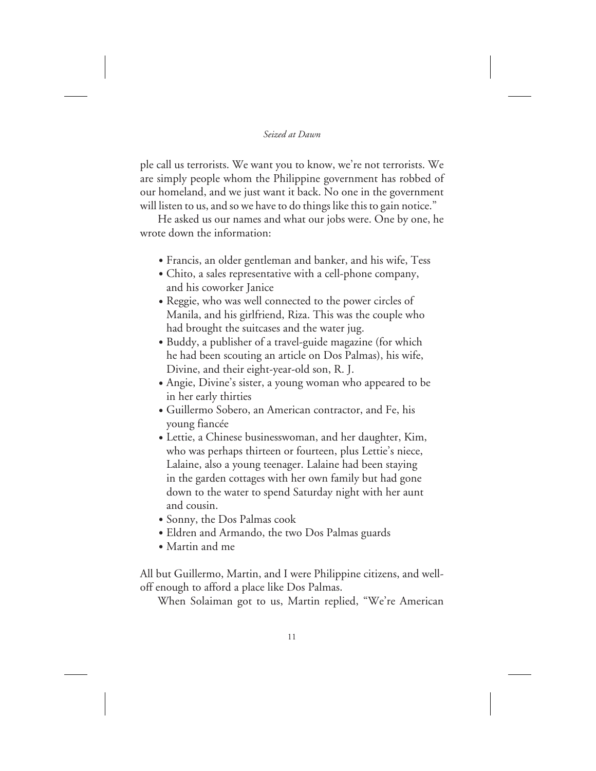ple call us terrorists. We want you to know, we're not terrorists. We are simply people whom the Philippine government has robbed of our homeland, and we just want it back. No one in the government will listen to us, and so we have to do things like this to gain notice."

He asked us our names and what our jobs were. One by one, he wrote down the information:

- Francis, an older gentleman and banker, and his wife, Tess
- Chito, a sales representative with a cell-phone company, and his coworker Janice
- Reggie, who was well connected to the power circles of Manila, and his girlfriend, Riza. This was the couple who had brought the suitcases and the water jug.
- Buddy, a publisher of a travel-guide magazine (for which he had been scouting an article on Dos Palmas), his wife, Divine, and their eight-year-old son, R. J.
- Angie, Divine's sister, a young woman who appeared to be in her early thirties
- Guillermo Sobero, an American contractor, and Fe, his young fiancée
- Lettie, a Chinese businesswoman, and her daughter, Kim, who was perhaps thirteen or fourteen, plus Lettie's niece, Lalaine, also a young teenager. Lalaine had been staying in the garden cottages with her own family but had gone down to the water to spend Saturday night with her aunt and cousin.
- Sonny, the Dos Palmas cook
- Eldren and Armando, the two Dos Palmas guards
- Martin and me

All but Guillermo, Martin, and I were Philippine citizens, and well-off enough to afford a place like Dos Palmas.

When Solaiman got to us, Martin replied, "We're American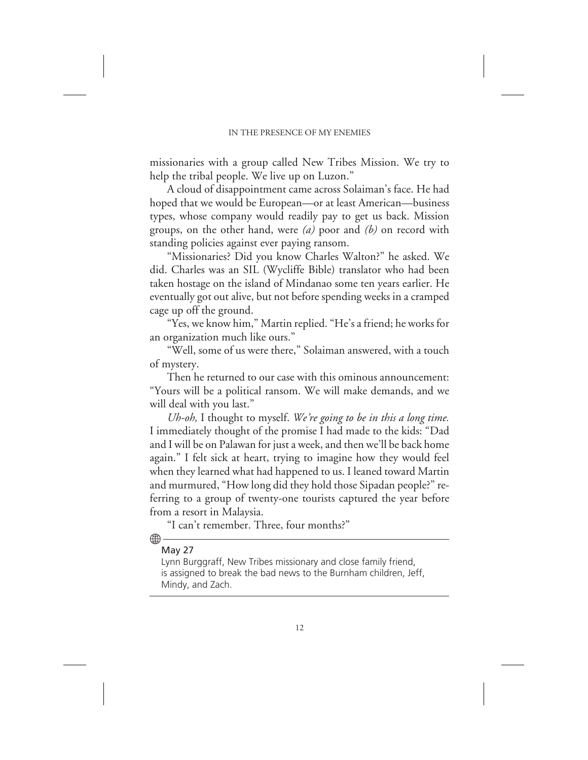missionaries with a group called New Tribes Mission. We try to help the tribal people. We live up on Luzon."

A cloud of disappointment came across Solaiman's face. He had hoped that we would be European—or at least American—business types, whose company would readily pay to get us back. Mission groups, on the other hand, were *(a)* poor and *(b)* on record with standing policies against ever paying ransom.

"Missionaries? Did you know Charles Walton?" he asked. We did. Charles was an SIL (Wycliffe Bible) translator who had been taken hostage on the island of Mindanao some ten years earlier. He eventually got out alive, but not before spending weeks in a cramped cage up off the ground.

"Yes, we know him," Martin replied. "He's a friend; he works for an organization much like ours."

"Well, some of us were there," Solaiman answered, with a touch of mystery.

Then he returned to our case with this ominous announcement: "Yours will be a political ransom. We will make demands, and we will deal with you last."

*Uh-oh,* I thought to myself. *We're going to be in this a long time.* I immediately thought of the promise I had made to the kids: "Dad and I will be on Palawan for just a week, and then we'll be back home again." I felt sick at heart, trying to imagine how they would feel when they learned what had happened to us. I leaned toward Martin and murmured, "How long did they hold those Sipadan people?" referring to a group of twenty-one tourists captured the year before from a resort in Malaysia.

"I can't remember. Three, four months?"

---

**May 27**

Lynn Burggraff, New Tribes missionary and close family friend, is assigned to break the bad news to the Burnham children, Jeff, Mindy, and Zach.

---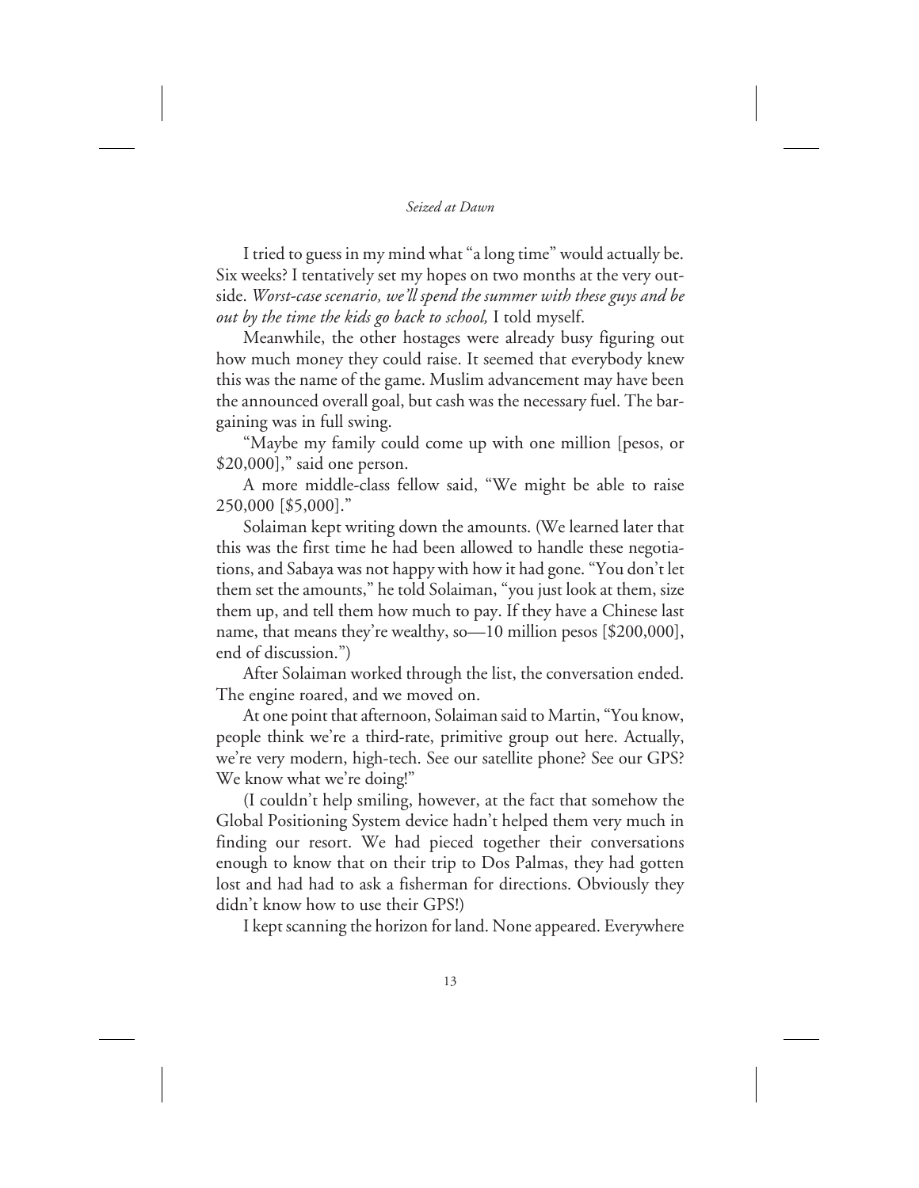I tried to guess in my mind what "a long time" would actually be. Six weeks? I tentatively set my hopes on two months at the very outside. *Worst-case scenario, we'll spend the summer with these guys and be out by the time the kids go back to school,* I told myself.

Meanwhile, the other hostages were already busy figuring out how much money they could raise. It seemed that everybody knew this was the name of the game. Muslim advancement may have been the announced overall goal, but cash was the necessary fuel. The bargaining was in full swing.

"Maybe my family could come up with one million [pesos, or $20,000]," said one person.

A more middle-class fellow said, "We might be able to raise 250,000 [$5,000]."

Solaiman kept writing down the amounts. (We learned later that this was the first time he had been allowed to handle these negotiations, and Sabaya was not happy with how it had gone. "You don't let them set the amounts," he told Solaiman, "you just look at them, size them up, and tell them how much to pay. If they have a Chinese last name, that means they're wealthy, so—10 million pesos [$200,000], end of discussion.")

After Solaiman worked through the list, the conversation ended. The engine roared, and we moved on.

At one point that afternoon, Solaiman said to Martin, "You know, people think we're a third-rate, primitive group out here. Actually, we're very modern, high-tech. See our satellite phone? See our GPS? We know what we're doing!"

(I couldn't help smiling, however, at the fact that somehow the Global Positioning System device hadn't helped them very much in finding our resort. We had pieced together their conversations enough to know that on their trip to Dos Palmas, they had gotten lost and had had to ask a fisherman for directions. Obviously they didn't know how to use their GPS!)

I kept scanning the horizon for land. None appeared. Everywhere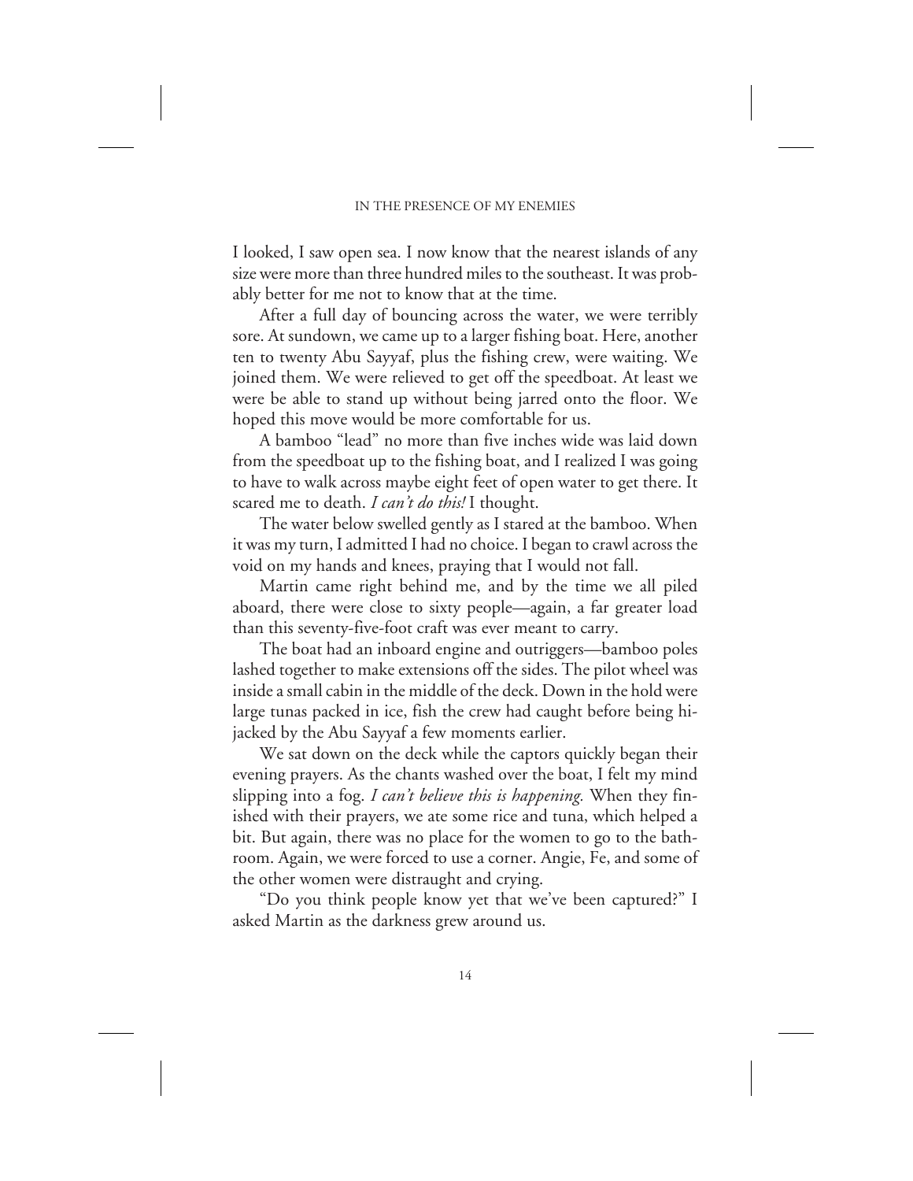I looked, I saw open sea. I now know that the nearest islands of any size were more than three hundred miles to the southeast. It was probably better for me not to know that at the time.

After a full day of bouncing across the water, we were terribly sore. At sundown, we came up to a larger fishing boat. Here, another ten to twenty Abu Sayyaf, plus the fishing crew, were waiting. We joined them. We were relieved to get off the speedboat. At least we were be able to stand up without being jarred onto the floor. We hoped this move would be more comfortable for us.

A bamboo "lead" no more than five inches wide was laid down from the speedboat up to the fishing boat, and I realized I was going to have to walk across maybe eight feet of open water to get there. It scared me to death. *I can't do this!* I thought.

The water below swelled gently as I stared at the bamboo. When it was my turn, I admitted I had no choice. I began to crawl across the void on my hands and knees, praying that I would not fall.

Martin came right behind me, and by the time we all piled aboard, there were close to sixty people—again, a far greater load than this seventy-five-foot craft was ever meant to carry.

The boat had an inboard engine and outriggers—bamboo poles lashed together to make extensions off the sides. The pilot wheel was inside a small cabin in the middle of the deck. Down in the hold were large tunas packed in ice, fish the crew had caught before being hijacked by the Abu Sayyaf a few moments earlier.

We sat down on the deck while the captors quickly began their evening prayers. As the chants washed over the boat, I felt my mind slipping into a fog. *I can't believe this is happening.* When they finished with their prayers, we ate some rice and tuna, which helped a bit. But again, there was no place for the women to go to the bathroom. Again, we were forced to use a corner. Angie, Fe, and some of the other women were distraught and crying.

"Do you think people know yet that we've been captured?" I asked Martin as the darkness grew around us.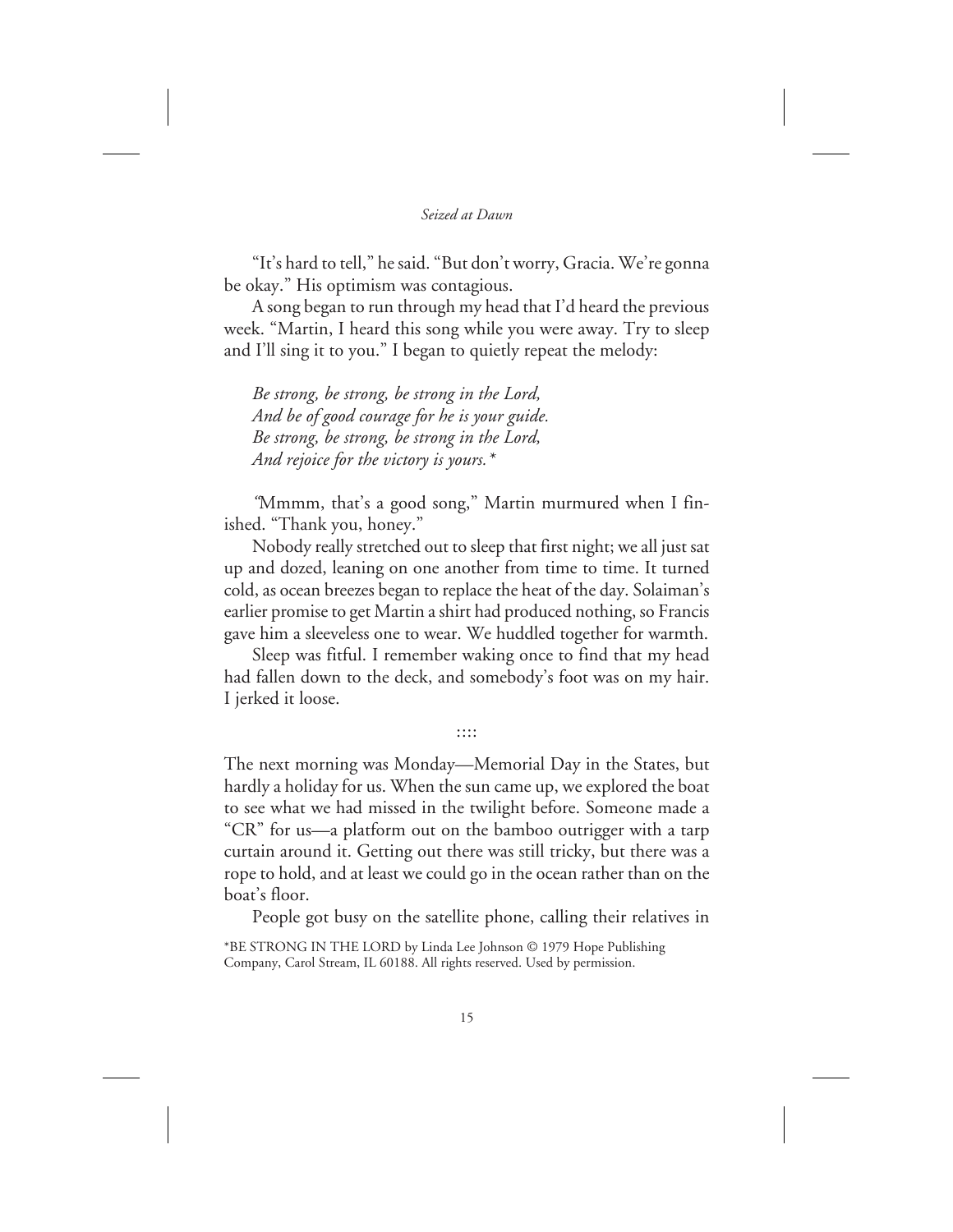"It's hard to tell," he said. "But don't worry, Gracia. We're gonna be okay." His optimism was contagious.

A song began to run through my head that I'd heard the previous week. "Martin, I heard this song while you were away. Try to sleep and I'll sing it to you." I began to quietly repeat the melody:

> *Be strong, be strong, be strong in the Lord,*
> *And be of good courage for he is your guide.*
> *Be strong, be strong, be strong in the Lord,*
> *And rejoice for the victory is yours.**

"Mmmm, that's a good song," Martin murmured when I finished. "Thank you, honey."

Nobody really stretched out to sleep that first night; we all just sat up and dozed, leaning on one another from time to time. It turned cold, as ocean breezes began to replace the heat of the day. Solaiman's earlier promise to get Martin a shirt had produced nothing, so Francis gave him a sleeveless one to wear. We huddled together for warmth.

Sleep was fitful. I remember waking once to find that my head had fallen down to the deck, and somebody's foot was on my hair. I jerked it loose.

::::

The next morning was Monday—Memorial Day in the States, but hardly a holiday for us. When the sun came up, we explored the boat to see what we had missed in the twilight before. Someone made a "CR" for us—a platform out on the bamboo outrigger with a tarp curtain around it. Getting out there was still tricky, but there was a rope to hold, and at least we could go in the ocean rather than on the boat's floor.

People got busy on the satellite phone, calling their relatives in

*BE STRONG IN THE LORD by Linda Lee Johnson © 1979 Hope Publishing Company, Carol Stream, IL 60188. All rights reserved. Used by permission.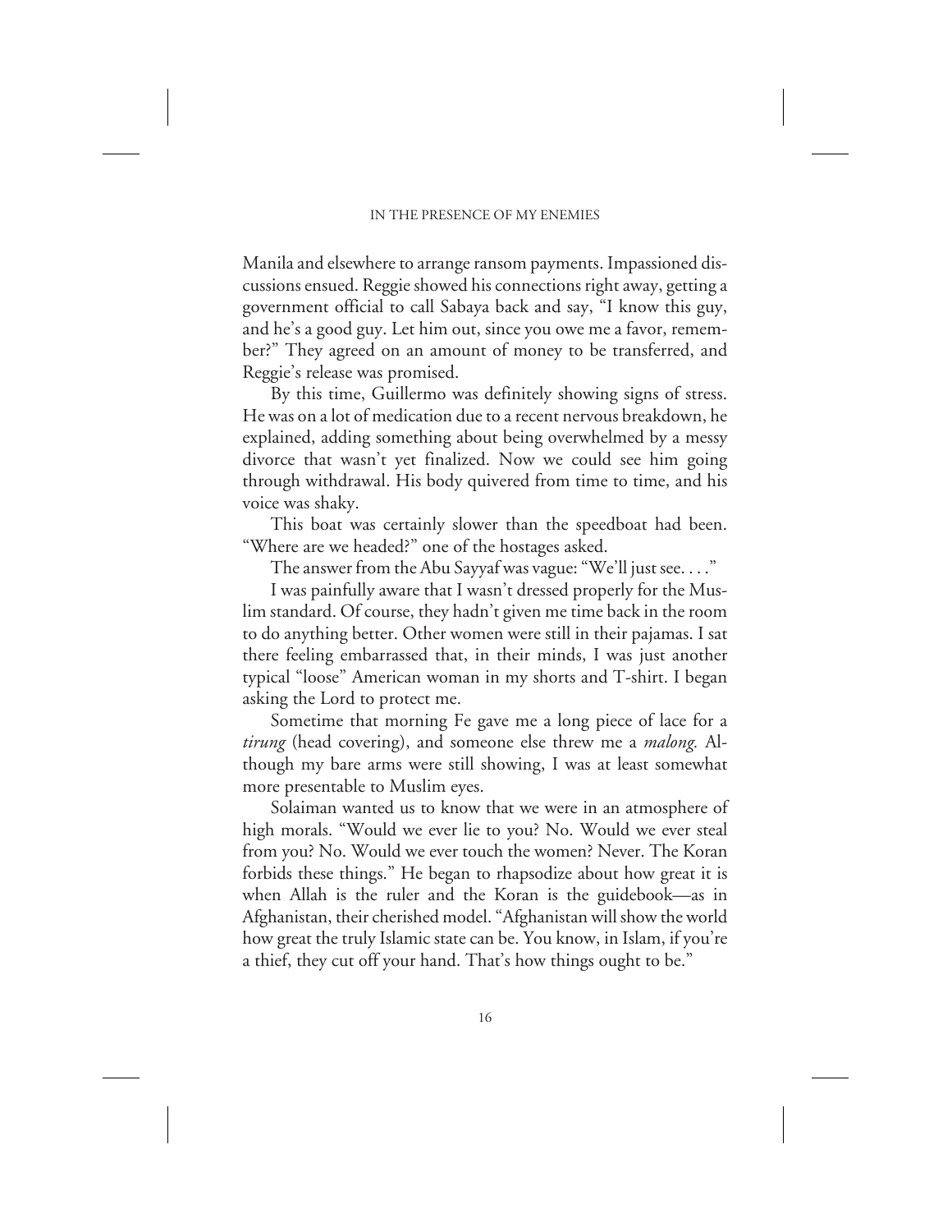Manila and elsewhere to arrange ransom payments. Impassioned discussions ensued. Reggie showed his connections right away, getting a government official to call Sabaya back and say, "I know this guy, and he's a good guy. Let him out, since you owe me a favor, remember?" They agreed on an amount of money to be transferred, and Reggie's release was promised.

By this time, Guillermo was definitely showing signs of stress. He was on a lot of medication due to a recent nervous breakdown, he explained, adding something about being overwhelmed by a messy divorce that wasn't yet finalized. Now we could see him going through withdrawal. His body quivered from time to time, and his voice was shaky.

This boat was certainly slower than the speedboat had been. "Where are we headed?" one of the hostages asked.

The answer from the Abu Sayyaf was vague: "We'll just see. . . ."

I was painfully aware that I wasn't dressed properly for the Muslim standard. Of course, they hadn't given me time back in the room to do anything better. Other women were still in their pajamas. I sat there feeling embarrassed that, in their minds, I was just another typical "loose" American woman in my shorts and T-shirt. I began asking the Lord to protect me.

Sometime that morning Fe gave me a long piece of lace for a *tirung* (head covering), and someone else threw me a *malong.* Although my bare arms were still showing, I was at least somewhat more presentable to Muslim eyes.

Solaiman wanted us to know that we were in an atmosphere of high morals. "Would we ever lie to you? No. Would we ever steal from you? No. Would we ever touch the women? Never. The Koran forbids these things." He began to rhapsodize about how great it is when Allah is the ruler and the Koran is the guidebook—as in Afghanistan, their cherished model. "Afghanistan will show the world how great the truly Islamic state can be. You know, in Islam, if you're a thief, they cut off your hand. That's how things ought to be."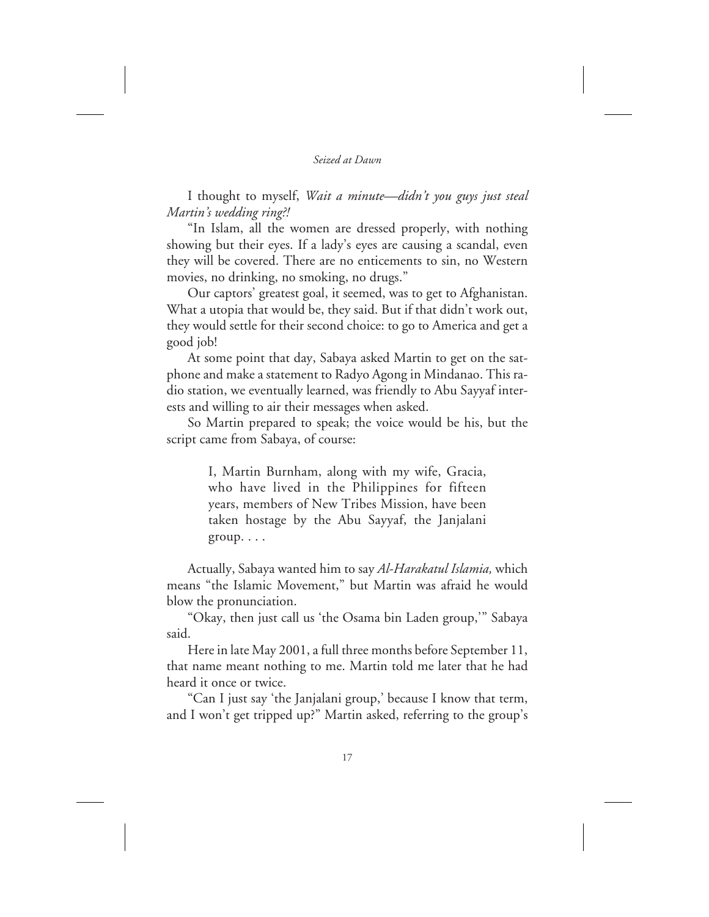I thought to myself, *Wait a minute—didn't you guys just steal Martin's wedding ring?!*

"In Islam, all the women are dressed properly, with nothing showing but their eyes. If a lady's eyes are causing a scandal, even they will be covered. There are no enticements to sin, no Western movies, no drinking, no smoking, no drugs."

Our captors' greatest goal, it seemed, was to get to Afghanistan. What a utopia that would be, they said. But if that didn't work out, they would settle for their second choice: to go to America and get a good job!

At some point that day, Sabaya asked Martin to get on the sat-phone and make a statement to Radyo Agong in Mindanao. This radio station, we eventually learned, was friendly to Abu Sayyaf interests and willing to air their messages when asked.

So Martin prepared to speak; the voice would be his, but the script came from Sabaya, of course:

> I, Martin Burnham, along with my wife, Gracia, who have lived in the Philippines for fifteen years, members of New Tribes Mission, have been taken hostage by the Abu Sayyaf, the Janjalani group. . . .

Actually, Sabaya wanted him to say *Al-Harakatul Islamia,* which means "the Islamic Movement," but Martin was afraid he would blow the pronunciation.

"Okay, then just call us 'the Osama bin Laden group,'" Sabaya said.

Here in late May 2001, a full three months before September 11, that name meant nothing to me. Martin told me later that he had heard it once or twice.

"Can I just say 'the Janjalani group,' because I know that term, and I won't get tripped up?" Martin asked, referring to the group's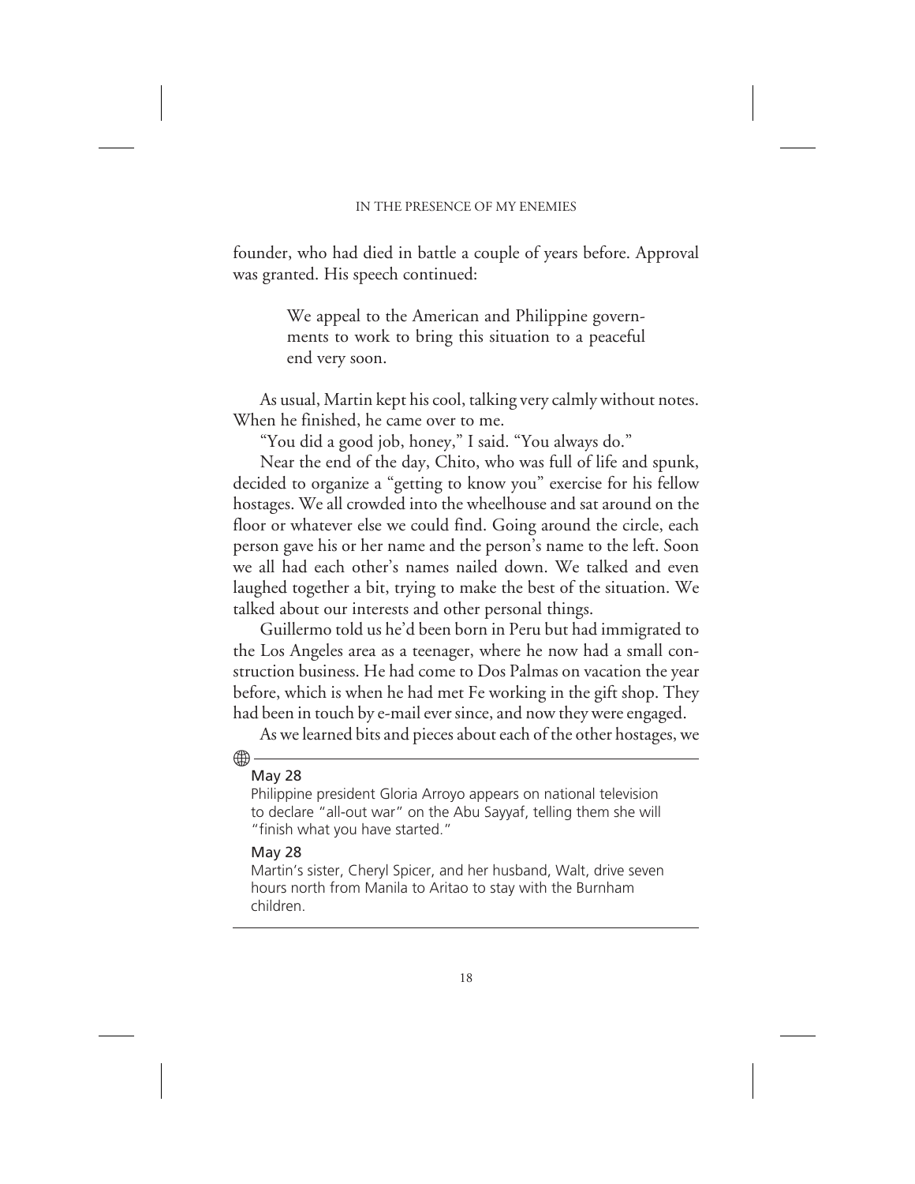founder, who had died in battle a couple of years before. Approval was granted. His speech continued:

> We appeal to the American and Philippine governments to work to bring this situation to a peaceful end very soon.

As usual, Martin kept his cool, talking very calmly without notes. When he finished, he came over to me.

"You did a good job, honey," I said. "You always do."

Near the end of the day, Chito, who was full of life and spunk, decided to organize a "getting to know you" exercise for his fellow hostages. We all crowded into the wheelhouse and sat around on the floor or whatever else we could find. Going around the circle, each person gave his or her name and the person's name to the left. Soon we all had each other's names nailed down. We talked and even laughed together a bit, trying to make the best of the situation. We talked about our interests and other personal things.

Guillermo told us he'd been born in Peru but had immigrated to the Los Angeles area as a teenager, where he now had a small construction business. He had come to Dos Palmas on vacation the year before, which is when he had met Fe working in the gift shop. They had been in touch by e-mail ever since, and now they were engaged.

As we learned bits and pieces about each of the other hostages, we

---

**May 28**

Philippine president Gloria Arroyo appears on national television to declare "all-out war" on the Abu Sayyaf, telling them she will "finish what you have started."

**May 28**

Martin's sister, Cheryl Spicer, and her husband, Walt, drive seven hours north from Manila to Aritao to stay with the Burnham children.

---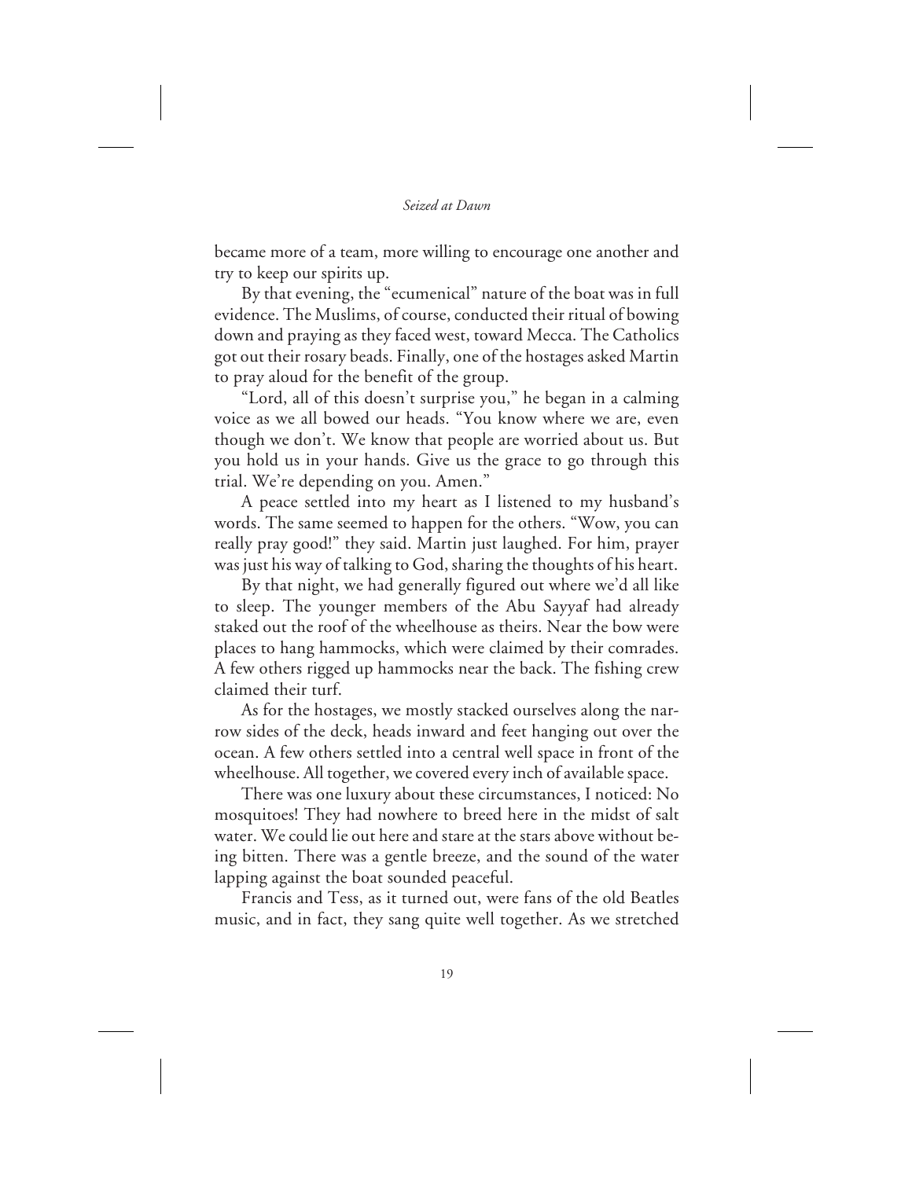became more of a team, more willing to encourage one another and try to keep our spirits up.

By that evening, the "ecumenical" nature of the boat was in full evidence. The Muslims, of course, conducted their ritual of bowing down and praying as they faced west, toward Mecca. The Catholics got out their rosary beads. Finally, one of the hostages asked Martin to pray aloud for the benefit of the group.

"Lord, all of this doesn't surprise you," he began in a calming voice as we all bowed our heads. "You know where we are, even though we don't. We know that people are worried about us. But you hold us in your hands. Give us the grace to go through this trial. We're depending on you. Amen."

A peace settled into my heart as I listened to my husband's words. The same seemed to happen for the others. "Wow, you can really pray good!" they said. Martin just laughed. For him, prayer was just his way of talking to God, sharing the thoughts of his heart.

By that night, we had generally figured out where we'd all like to sleep. The younger members of the Abu Sayyaf had already staked out the roof of the wheelhouse as theirs. Near the bow were places to hang hammocks, which were claimed by their comrades. A few others rigged up hammocks near the back. The fishing crew claimed their turf.

As for the hostages, we mostly stacked ourselves along the narrow sides of the deck, heads inward and feet hanging out over the ocean. A few others settled into a central well space in front of the wheelhouse. All together, we covered every inch of available space.

There was one luxury about these circumstances, I noticed: No mosquitoes! They had nowhere to breed here in the midst of salt water. We could lie out here and stare at the stars above without being bitten. There was a gentle breeze, and the sound of the water lapping against the boat sounded peaceful.

Francis and Tess, as it turned out, were fans of the old Beatles music, and in fact, they sang quite well together. As we stretched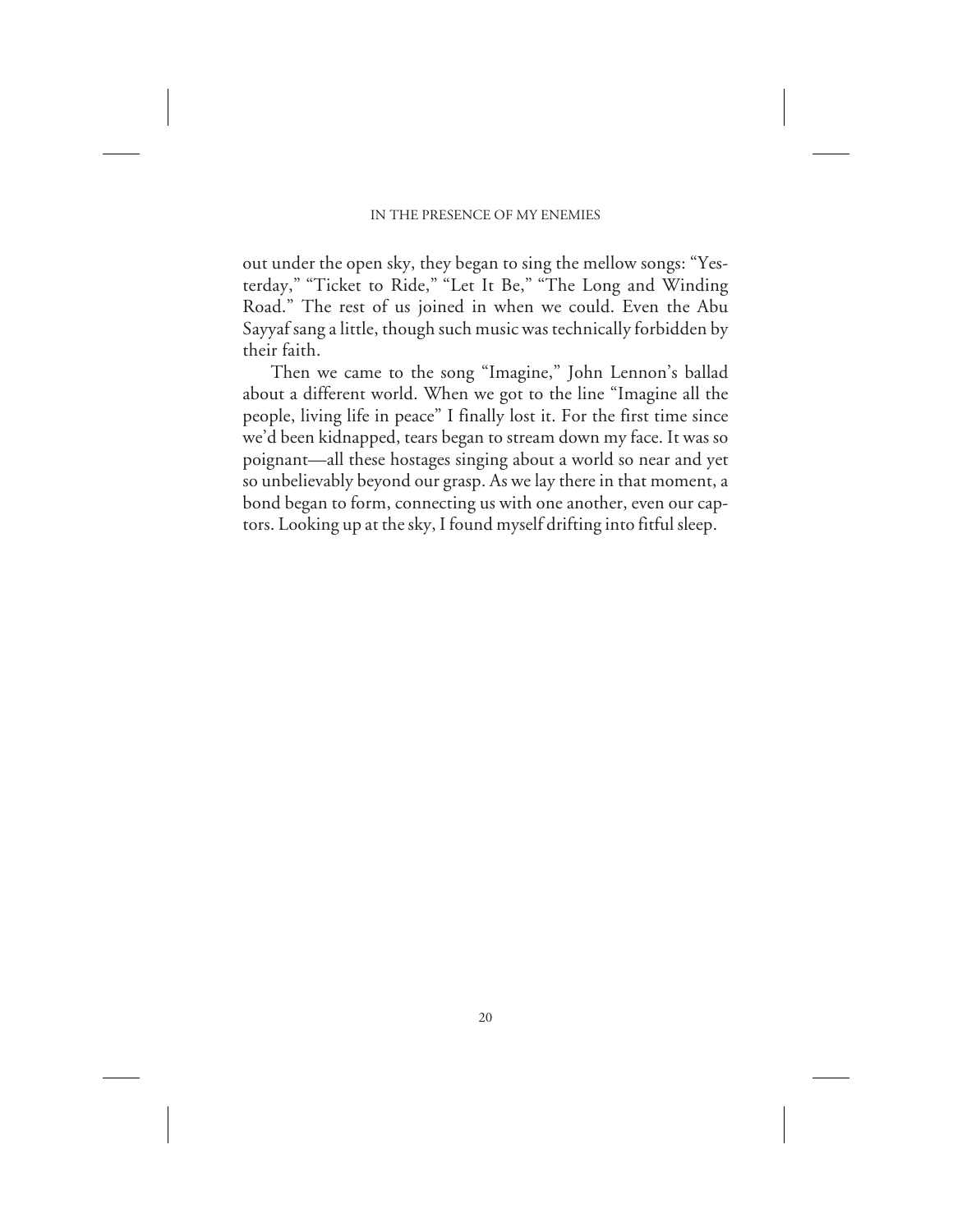out under the open sky, they began to sing the mellow songs: "Yesterday," "Ticket to Ride," "Let It Be," "The Long and Winding Road." The rest of us joined in when we could. Even the Abu Sayyaf sang a little, though such music was technically forbidden by their faith.

Then we came to the song "Imagine," John Lennon's ballad about a different world. When we got to the line "Imagine all the people, living life in peace" I finally lost it. For the first time since we'd been kidnapped, tears began to stream down my face. It was so poignant—all these hostages singing about a world so near and yet so unbelievably beyond our grasp. As we lay there in that moment, a bond began to form, connecting us with one another, even our captors. Looking up at the sky, I found myself drifting into fitful sleep.